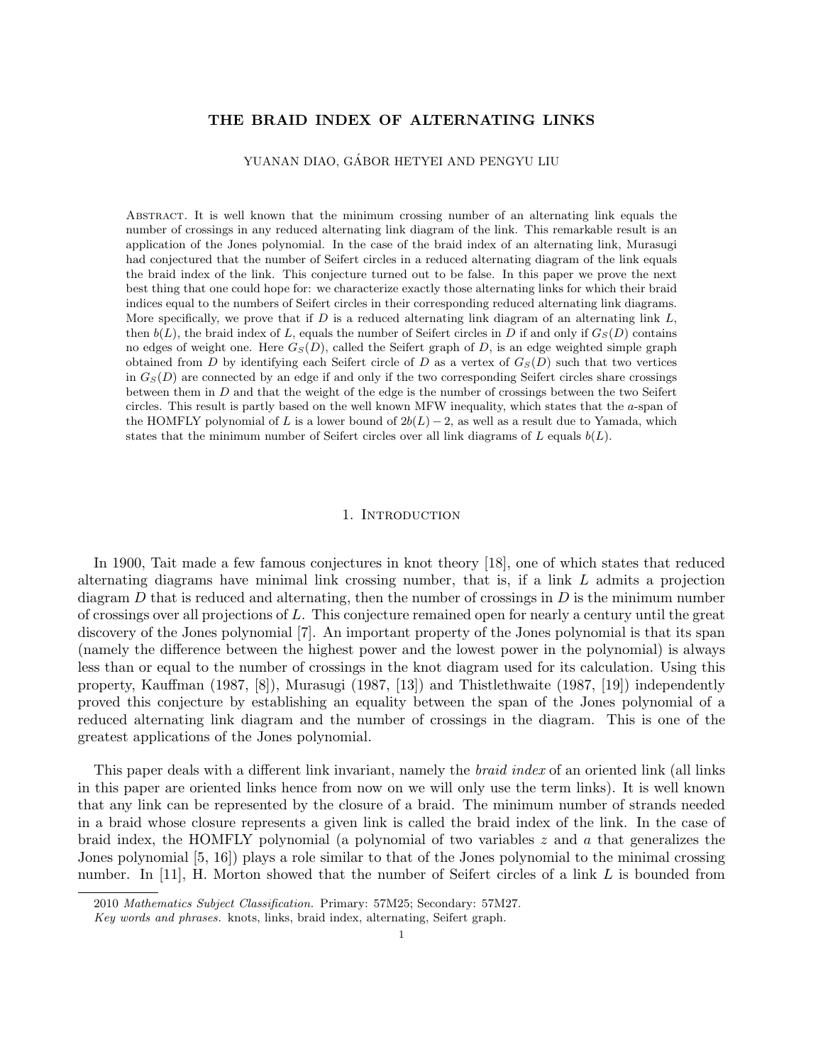# THE BRAID INDEX OF ALTERNATING LINKS

YUANAN DIAO, GÁBOR HETYEI AND PENGYU LIU

Abstract. It is well known that the minimum crossing number of an alternating link equals the number of crossings in any reduced alternating link diagram of the link. This remarkable result is an application of the Jones polynomial. In the case of the braid index of an alternating link, Murasugi had conjectured that the number of Seifert circles in a reduced alternating diagram of the link equals the braid index of the link. This conjecture turned out to be false. In this paper we prove the next best thing that one could hope for: we characterize exactly those alternating links for which their braid indices equal to the numbers of Seifert circles in their corresponding reduced alternating link diagrams. More specifically, we prove that if $D$ is a reduced alternating link diagram of an alternating link $L$, then $b(L)$, the braid index of $L$, equals the number of Seifert circles in $D$ if and only if $G_S(D)$ contains no edges of weight one. Here $G_S(D)$, called the Seifert graph of $D$, is an edge weighted simple graph obtained from $D$ by identifying each Seifert circle of $D$ as a vertex of $G_S(D)$ such that two vertices in $G_S(D)$ are connected by an edge if and only if the two corresponding Seifert circles share crossings between them in $D$ and that the weight of the edge is the number of crossings between the two Seifert circles. This result is partly based on the well known MFW inequality, which states that the $a$-span of the HOMFLY polynomial of $L$ is a lower bound of $2b(L)-2$, as well as a result due to Yamada, which states that the minimum number of Seifert circles over all link diagrams of $L$ equals $b(L)$.

## 1. Introduction

In 1900, Tait made a few famous conjectures in knot theory [18], one of which states that reduced alternating diagrams have minimal link crossing number, that is, if a link $L$ admits a projection diagram $D$ that is reduced and alternating, then the number of crossings in $D$ is the minimum number of crossings over all projections of $L$. This conjecture remained open for nearly a century until the great discovery of the Jones polynomial [7]. An important property of the Jones polynomial is that its span (namely the difference between the highest power and the lowest power in the polynomial) is always less than or equal to the number of crossings in the knot diagram used for its calculation. Using this property, Kauffman (1987, [8]), Murasugi (1987, [13]) and Thistlethwaite (1987, [19]) independently proved this conjecture by establishing an equality between the span of the Jones polynomial of a reduced alternating link diagram and the number of crossings in the diagram. This is one of the greatest applications of the Jones polynomial.

This paper deals with a different link invariant, namely the *braid index* of an oriented link (all links in this paper are oriented links hence from now on we will only use the term links). It is well known that any link can be represented by the closure of a braid. The minimum number of strands needed in a braid whose closure represents a given link is called the braid index of the link. In the case of braid index, the HOMFLY polynomial (a polynomial of two variables $z$ and $a$ that generalizes the Jones polynomial [5, 16]) plays a role similar to that of the Jones polynomial to the minimal crossing number. In [11], H. Morton showed that the number of Seifert circles of a link $L$ is bounded from

2010 *Mathematics Subject Classification.* Primary: 57M25; Secondary: 57M27.

*Key words and phrases.* knots, links, braid index, alternating, Seifert graph.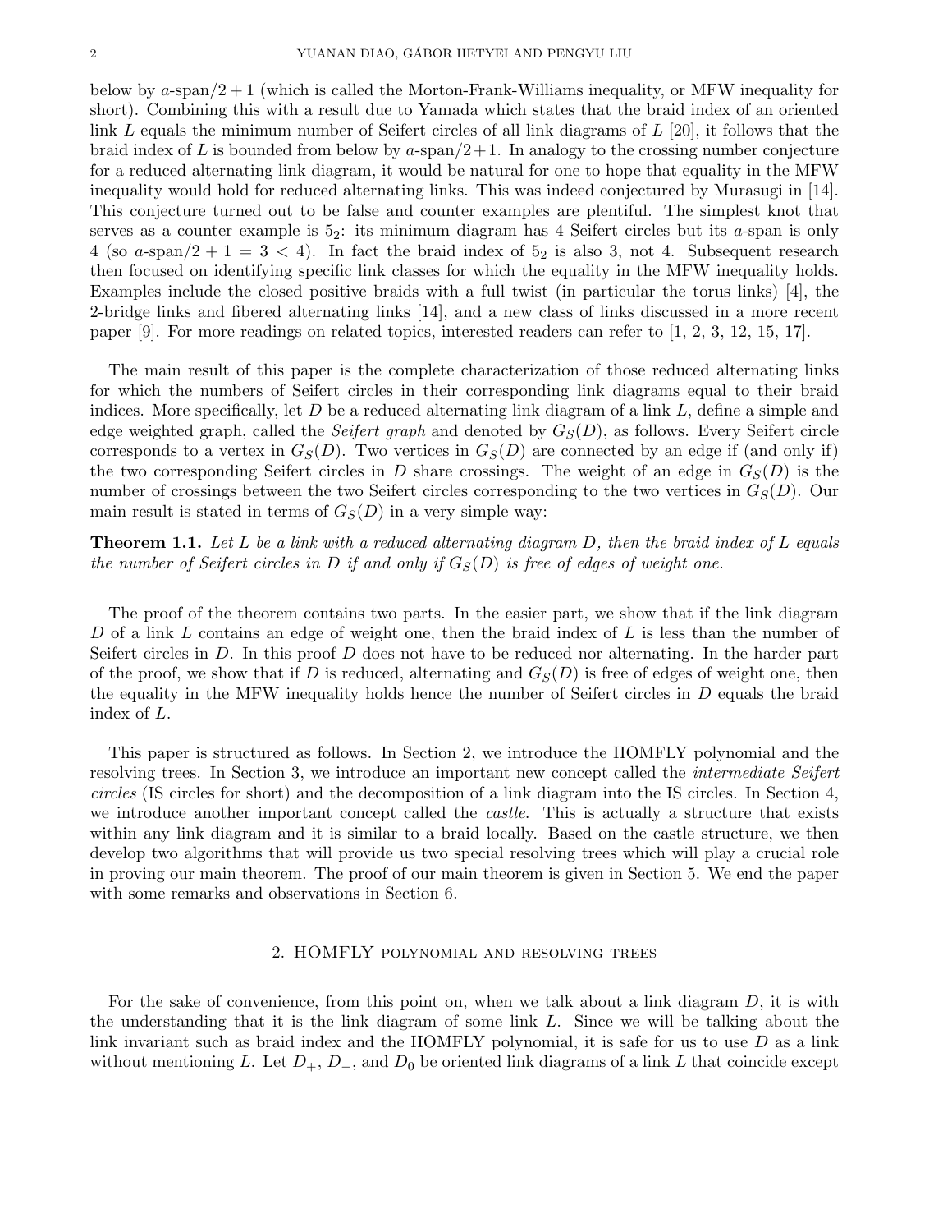below by $a$-span$/2+1$ (which is called the Morton-Frank-Williams inequality, or MFW inequality for short). Combining this with a result due to Yamada which states that the braid index of an oriented link $L$ equals the minimum number of Seifert circles of all link diagrams of $L$ [20], it follows that the braid index of $L$ is bounded from below by $a$-span$/2+1$. In analogy to the crossing number conjecture for a reduced alternating link diagram, it would be natural for one to hope that equality in the MFW inequality would hold for reduced alternating links. This was indeed conjectured by Murasugi in [14]. This conjecture turned out to be false and counter examples are plentiful. The simplest knot that serves as a counter example is $5_2$: its minimum diagram has 4 Seifert circles but its $a$-span is only 4 (so $a$-span$/2 + 1 = 3 < 4$). In fact the braid index of $5_2$ is also 3, not 4. Subsequent research then focused on identifying specific link classes for which the equality in the MFW inequality holds. Examples include the closed positive braids with a full twist (in particular the torus links) [4], the 2-bridge links and fibered alternating links [14], and a new class of links discussed in a more recent paper [9]. For more readings on related topics, interested readers can refer to [1, 2, 3, 12, 15, 17].

The main result of this paper is the complete characterization of those reduced alternating links for which the numbers of Seifert circles in their corresponding link diagrams equal to their braid indices. More specifically, let $D$ be a reduced alternating link diagram of a link $L$, define a simple and edge weighted graph, called the *Seifert graph* and denoted by $G_S(D)$, as follows. Every Seifert circle corresponds to a vertex in $G_S(D)$. Two vertices in $G_S(D)$ are connected by an edge if (and only if) the two corresponding Seifert circles in $D$ share crossings. The weight of an edge in $G_S(D)$ is the number of crossings between the two Seifert circles corresponding to the two vertices in $G_S(D)$. Our main result is stated in terms of $G_S(D)$ in a very simple way:

**Theorem 1.1.** *Let $L$ be a link with a reduced alternating diagram $D$, then the braid index of $L$ equals the number of Seifert circles in $D$ if and only if $G_S(D)$ is free of edges of weight one.*

The proof of the theorem contains two parts. In the easier part, we show that if the link diagram $D$ of a link $L$ contains an edge of weight one, then the braid index of $L$ is less than the number of Seifert circles in $D$. In this proof $D$ does not have to be reduced nor alternating. In the harder part of the proof, we show that if $D$ is reduced, alternating and $G_S(D)$ is free of edges of weight one, then the equality in the MFW inequality holds hence the number of Seifert circles in $D$ equals the braid index of $L$.

This paper is structured as follows. In Section 2, we introduce the HOMFLY polynomial and the resolving trees. In Section 3, we introduce an important new concept called the *intermediate Seifert circles* (IS circles for short) and the decomposition of a link diagram into the IS circles. In Section 4, we introduce another important concept called the *castle*. This is actually a structure that exists within any link diagram and it is similar to a braid locally. Based on the castle structure, we then develop two algorithms that will provide us two special resolving trees which will play a crucial role in proving our main theorem. The proof of our main theorem is given in Section 5. We end the paper with some remarks and observations in Section 6.

## 2. HOMFLY polynomial and resolving trees

For the sake of convenience, from this point on, when we talk about a link diagram $D$, it is with the understanding that it is the link diagram of some link $L$. Since we will be talking about the link invariant such as braid index and the HOMFLY polynomial, it is safe for us to use $D$ as a link without mentioning $L$. Let $D_+$, $D_-$, and $D_0$ be oriented link diagrams of a link $L$ that coincide except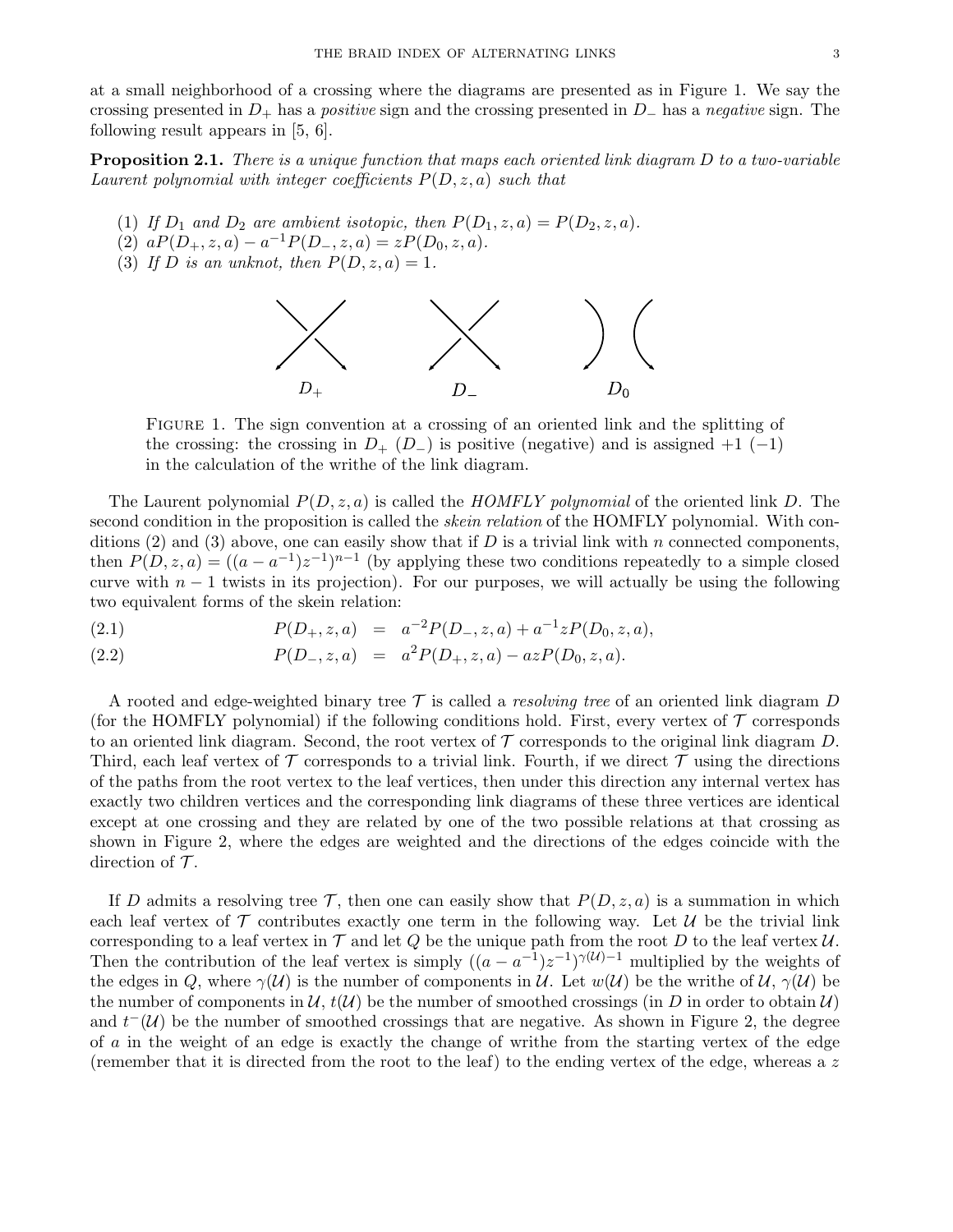at a small neighborhood of a crossing where the diagrams are presented as in Figure 1. We say the crossing presented in $D_+$ has a *positive* sign and the crossing presented in $D_-$ has a *negative* sign. The following result appears in [5, 6].

**Proposition 2.1.** *There is a unique function that maps each oriented link diagram $D$ to a two-variable Laurent polynomial with integer coefficients $P(D, z, a)$ such that*

1. *If $D_1$ and $D_2$ are ambient isotopic, then $P(D_1, z, a) = P(D_2, z, a)$.*
2. *$aP(D_+, z, a) - a^{-1}P(D_-, z, a) = zP(D_0, z, a)$.*
3. *If $D$ is an unknot, then $P(D, z, a) = 1$.*

$D_+$ $D_-$ $D_0$

FIGURE 1. The sign convention at a crossing of an oriented link and the splitting of the crossing: the crossing in $D_+$ ($D_-$) is positive (negative) and is assigned $+1$ ($-1$) in the calculation of the writhe of the link diagram.

The Laurent polynomial $P(D, z, a)$ is called the *HOMFLY polynomial* of the oriented link $D$. The second condition in the proposition is called the *skein relation* of the HOMFLY polynomial. With conditions (2) and (3) above, one can easily show that if $D$ is a trivial link with $n$ connected components, then $P(D, z, a) = ((a - a^{-1})z^{-1})^{n-1}$ (by applying these two conditions repeatedly to a simple closed curve with $n - 1$ twists in its projection). For our purposes, we will actually be using the following two equivalent forms of the skein relation:

$$P(D_+, z, a) = a^{-2}P(D_-, z, a) + a^{-1}zP(D_0, z, a), \tag{2.1}$$

$$P(D_-, z, a) = a^{2}P(D_+, z, a) - azP(D_0, z, a). \tag{2.2}$$

A rooted and edge-weighted binary tree $\mathcal{T}$ is called a *resolving tree* of an oriented link diagram $D$ (for the HOMFLY polynomial) if the following conditions hold. First, every vertex of $\mathcal{T}$ corresponds to an oriented link diagram. Second, the root vertex of $\mathcal{T}$ corresponds to the original link diagram $D$. Third, each leaf vertex of $\mathcal{T}$ corresponds to a trivial link. Fourth, if we direct $\mathcal{T}$ using the directions of the paths from the root vertex to the leaf vertices, then under this direction any internal vertex has exactly two children vertices and the corresponding link diagrams of these three vertices are identical except at one crossing and they are related by one of the two possible relations at that crossing as shown in Figure 2, where the edges are weighted and the directions of the edges coincide with the direction of $\mathcal{T}$.

If $D$ admits a resolving tree $\mathcal{T}$, then one can easily show that $P(D, z, a)$ is a summation in which each leaf vertex of $\mathcal{T}$ contributes exactly one term in the following way. Let $\mathcal{U}$ be the trivial link corresponding to a leaf vertex in $\mathcal{T}$ and let $Q$ be the unique path from the root $D$ to the leaf vertex $\mathcal{U}$. Then the contribution of the leaf vertex is simply $((a - a^{-1})z^{-1})^{\gamma(\mathcal{U})-1}$ multiplied by the weights of the edges in $Q$, where $\gamma(\mathcal{U})$ is the number of components in $\mathcal{U}$. Let $w(\mathcal{U})$ be the writhe of $\mathcal{U}$, $\gamma(\mathcal{U})$ be the number of components in $\mathcal{U}$, $t(\mathcal{U})$ be the number of smoothed crossings (in $D$ in order to obtain $\mathcal{U}$) and $t^-(\mathcal{U})$ be the number of smoothed crossings that are negative. As shown in Figure 2, the degree of $a$ in the weight of an edge is exactly the change of writhe from the starting vertex of the edge (remember that it is directed from the root to the leaf) to the ending vertex of the edge, whereas a $z$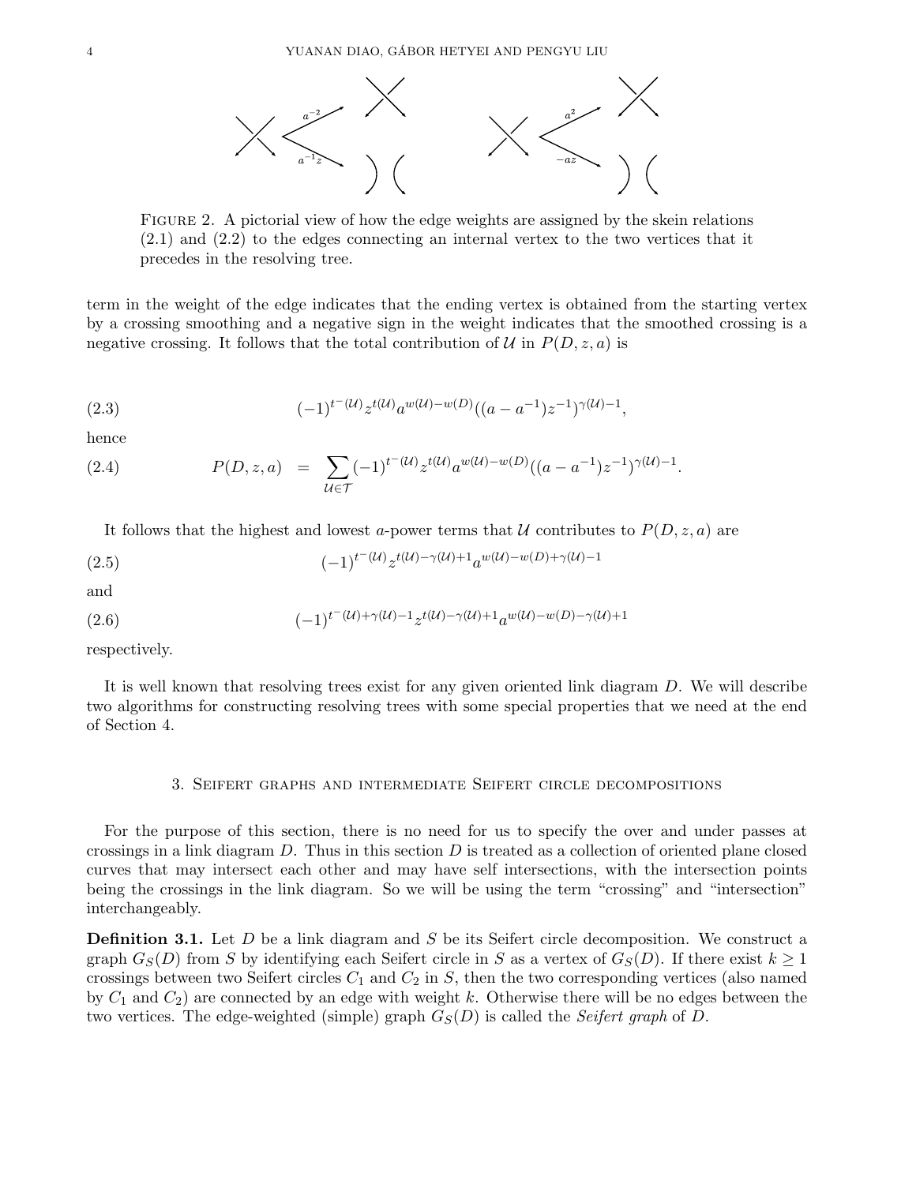FIGURE 2. A pictorial view of how the edge weights are assigned by the skein relations (2.1) and (2.2) to the edges connecting an internal vertex to the two vertices that it precedes in the resolving tree.

term in the weight of the edge indicates that the ending vertex is obtained from the starting vertex by a crossing smoothing and a negative sign in the weight indicates that the smoothed crossing is a negative crossing. It follows that the total contribution of $\mathcal{U}$ in $P(D,z,a)$ is

$$(-1)^{t^-(\mathcal{U})} z^{t(\mathcal{U})} a^{w(\mathcal{U})-w(D)} ((a-a^{-1})z^{-1})^{\gamma(\mathcal{U})-1}, \tag{2.3}$$

hence

$$P(D,z,a) \;=\; \sum_{\mathcal{U}\in\mathcal{T}} (-1)^{t^-(\mathcal{U})} z^{t(\mathcal{U})} a^{w(\mathcal{U})-w(D)} ((a-a^{-1})z^{-1})^{\gamma(\mathcal{U})-1}. \tag{2.4}$$

It follows that the highest and lowest $a$-power terms that $\mathcal{U}$ contributes to $P(D,z,a)$ are

$$(-1)^{t^-(\mathcal{U})} z^{t(\mathcal{U})-\gamma(\mathcal{U})+1} a^{w(\mathcal{U})-w(D)+\gamma(\mathcal{U})-1} \tag{2.5}$$

and

$$(-1)^{t^-(\mathcal{U})+\gamma(\mathcal{U})-1} z^{t(\mathcal{U})-\gamma(\mathcal{U})+1} a^{w(\mathcal{U})-w(D)-\gamma(\mathcal{U})+1} \tag{2.6}$$

respectively.

It is well known that resolving trees exist for any given oriented link diagram $D$. We will describe two algorithms for constructing resolving trees with some special properties that we need at the end of Section 4.

## 3. Seifert graphs and intermediate Seifert circle decompositions

For the purpose of this section, there is no need for us to specify the over and under passes at crossings in a link diagram $D$. Thus in this section $D$ is treated as a collection of oriented plane closed curves that may intersect each other and may have self intersections, with the intersection points being the crossings in the link diagram. So we will be using the term "crossing" and "intersection" interchangeably.

**Definition 3.1.** Let $D$ be a link diagram and $S$ be its Seifert circle decomposition. We construct a graph $G_S(D)$ from $S$ by identifying each Seifert circle in $S$ as a vertex of $G_S(D)$. If there exist $k \geq 1$ crossings between two Seifert circles $C_1$ and $C_2$ in $S$, then the two corresponding vertices (also named by $C_1$ and $C_2$) are connected by an edge with weight $k$. Otherwise there will be no edges between the two vertices. The edge-weighted (simple) graph $G_S(D)$ is called the *Seifert graph* of $D$.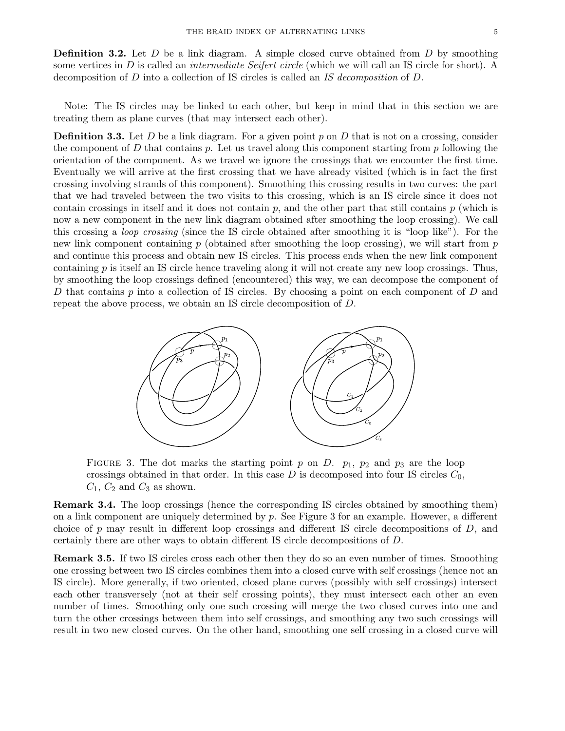**Definition 3.2.** Let $D$ be a link diagram. A simple closed curve obtained from $D$ by smoothing some vertices in $D$ is called an *intermediate Seifert circle* (which we will call an IS circle for short). A decomposition of $D$ into a collection of IS circles is called an *IS decomposition* of $D$.

Note: The IS circles may be linked to each other, but keep in mind that in this section we are treating them as plane curves (that may intersect each other).

**Definition 3.3.** Let $D$ be a link diagram. For a given point $p$ on $D$ that is not on a crossing, consider the component of $D$ that contains $p$. Let us travel along this component starting from $p$ following the orientation of the component. As we travel we ignore the crossings that we encounter the first time. Eventually we will arrive at the first crossing that we have already visited (which is in fact the first crossing involving strands of this component). Smoothing this crossing results in two curves: the part that we had traveled between the two visits to this crossing, which is an IS circle since it does not contain crossings in itself and it does not contain $p$, and the other part that still contains $p$ (which is now a new component in the new link diagram obtained after smoothing the loop crossing). We call this crossing a *loop crossing* (since the IS circle obtained after smoothing it is "loop like"). For the new link component containing $p$ (obtained after smoothing the loop crossing), we will start from $p$ and continue this process and obtain new IS circles. This process ends when the new link component containing $p$ is itself an IS circle hence traveling along it will not create any new loop crossings. Thus, by smoothing the loop crossings defined (encountered) this way, we can decompose the component of $D$ that contains $p$ into a collection of IS circles. By choosing a point on each component of $D$ and repeat the above process, we obtain an IS circle decomposition of $D$.

FIGURE 3. The dot marks the starting point $p$ on $D$. $p_1$, $p_2$ and $p_3$ are the loop crossings obtained in that order. In this case $D$ is decomposed into four IS circles $C_0$, $C_1$, $C_2$ and $C_3$ as shown.

**Remark 3.4.** The loop crossings (hence the corresponding IS circles obtained by smoothing them) on a link component are uniquely determined by $p$. See Figure 3 for an example. However, a different choice of $p$ may result in different loop crossings and different IS circle decompositions of $D$, and certainly there are other ways to obtain different IS circle decompositions of $D$.

**Remark 3.5.** If two IS circles cross each other then they do so an even number of times. Smoothing one crossing between two IS circles combines them into a closed curve with self crossings (hence not an IS circle). More generally, if two oriented, closed plane curves (possibly with self crossings) intersect each other transversely (not at their self crossing points), they must intersect each other an even number of times. Smoothing only one such crossing will merge the two closed curves into one and turn the other crossings between them into self crossings, and smoothing any two such crossings will result in two new closed curves. On the other hand, smoothing one self crossing in a closed curve will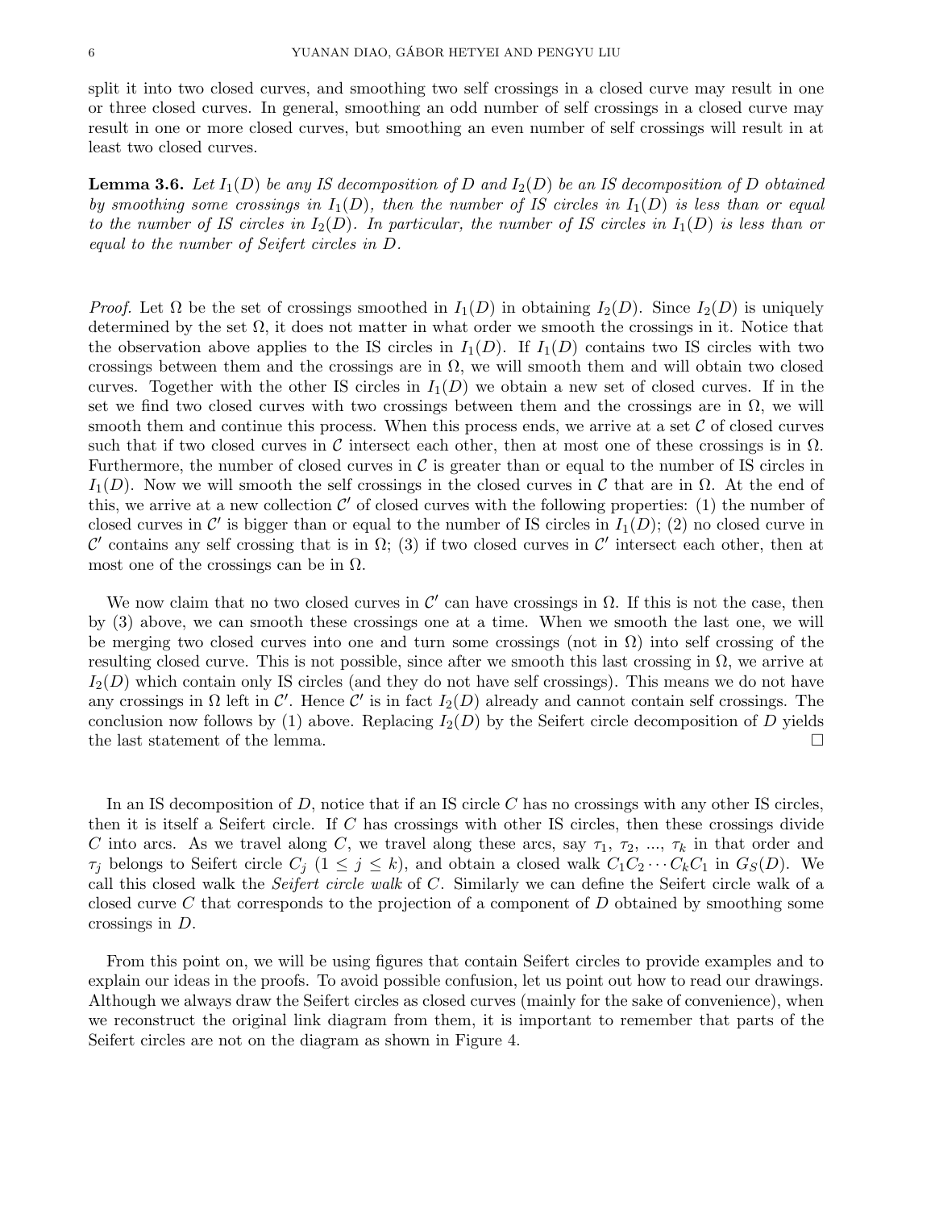split it into two closed curves, and smoothing two self crossings in a closed curve may result in one or three closed curves. In general, smoothing an odd number of self crossings in a closed curve may result in one or more closed curves, but smoothing an even number of self crossings will result in at least two closed curves.

**Lemma 3.6.** *Let $I_1(D)$ be any IS decomposition of $D$ and $I_2(D)$ be an IS decomposition of $D$ obtained by smoothing some crossings in $I_1(D)$, then the number of IS circles in $I_1(D)$ is less than or equal to the number of IS circles in $I_2(D)$. In particular, the number of IS circles in $I_1(D)$ is less than or equal to the number of Seifert circles in $D$.*

*Proof.* Let $\Omega$ be the set of crossings smoothed in $I_1(D)$ in obtaining $I_2(D)$. Since $I_2(D)$ is uniquely determined by the set $\Omega$, it does not matter in what order we smooth the crossings in it. Notice that the observation above applies to the IS circles in $I_1(D)$. If $I_1(D)$ contains two IS circles with two crossings between them and the crossings are in $\Omega$, we will smooth them and will obtain two closed curves. Together with the other IS circles in $I_1(D)$ we obtain a new set of closed curves. If in the set we find two closed curves with two crossings between them and the crossings are in $\Omega$, we will smooth them and continue this process. When this process ends, we arrive at a set $\mathcal{C}$ of closed curves such that if two closed curves in $\mathcal{C}$ intersect each other, then at most one of these crossings is in $\Omega$. Furthermore, the number of closed curves in $\mathcal{C}$ is greater than or equal to the number of IS circles in $I_1(D)$. Now we will smooth the self crossings in the closed curves in $\mathcal{C}$ that are in $\Omega$. At the end of this, we arrive at a new collection $\mathcal{C}'$ of closed curves with the following properties: (1) the number of closed curves in $\mathcal{C}'$ is bigger than or equal to the number of IS circles in $I_1(D)$; (2) no closed curve in $\mathcal{C}'$ contains any self crossing that is in $\Omega$; (3) if two closed curves in $\mathcal{C}'$ intersect each other, then at most one of the crossings can be in $\Omega$.

We now claim that no two closed curves in $\mathcal{C}'$ can have crossings in $\Omega$. If this is not the case, then by (3) above, we can smooth these crossings one at a time. When we smooth the last one, we will be merging two closed curves into one and turn some crossings (not in $\Omega$) into self crossing of the resulting closed curve. This is not possible, since after we smooth this last crossing in $\Omega$, we arrive at $I_2(D)$ which contain only IS circles (and they do not have self crossings). This means we do not have any crossings in $\Omega$ left in $\mathcal{C}'$. Hence $\mathcal{C}'$ is in fact $I_2(D)$ already and cannot contain self crossings. The conclusion now follows by (1) above. Replacing $I_2(D)$ by the Seifert circle decomposition of $D$ yields the last statement of the lemma. □

In an IS decomposition of $D$, notice that if an IS circle $C$ has no crossings with any other IS circles, then it is itself a Seifert circle. If $C$ has crossings with other IS circles, then these crossings divide $C$ into arcs. As we travel along $C$, we travel along these arcs, say $\tau_1$, $\tau_2$, ..., $\tau_k$ in that order and $\tau_j$ belongs to Seifert circle $C_j$ ($1 \leq j \leq k$), and obtain a closed walk $C_1C_2 \cdots C_kC_1$ in $G_S(D)$. We call this closed walk the *Seifert circle walk* of $C$. Similarly we can define the Seifert circle walk of a closed curve $C$ that corresponds to the projection of a component of $D$ obtained by smoothing some crossings in $D$.

From this point on, we will be using figures that contain Seifert circles to provide examples and to explain our ideas in the proofs. To avoid possible confusion, let us point out how to read our drawings. Although we always draw the Seifert circles as closed curves (mainly for the sake of convenience), when we reconstruct the original link diagram from them, it is important to remember that parts of the Seifert circles are not on the diagram as shown in Figure 4.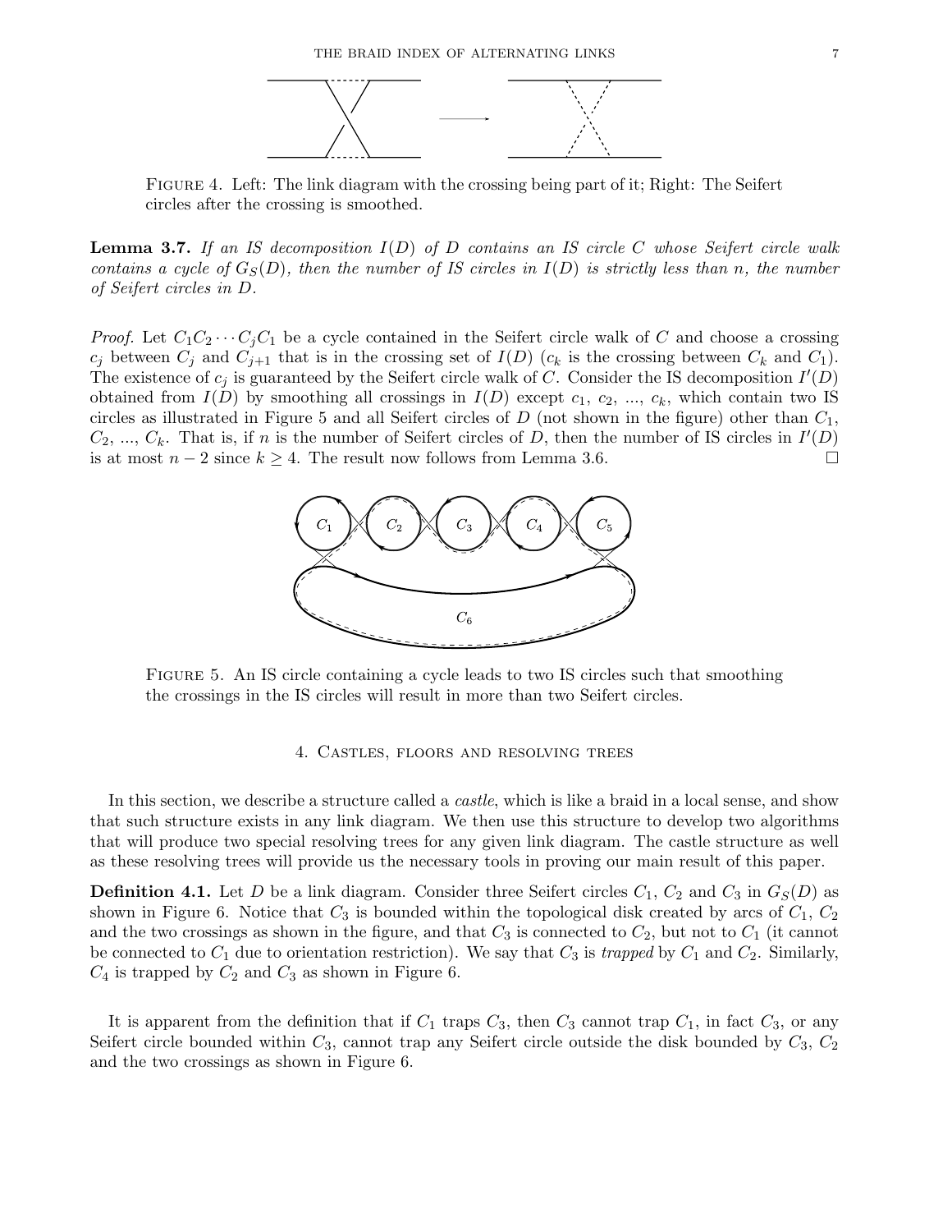FIGURE 4. Left: The link diagram with the crossing being part of it; Right: The Seifert circles after the crossing is smoothed.

**Lemma 3.7.** *If an IS decomposition $I(D)$ of $D$ contains an IS circle $C$ whose Seifert circle walk contains a cycle of $G_S(D)$, then the number of IS circles in $I(D)$ is strictly less than $n$, the number of Seifert circles in $D$.*

*Proof.* Let $C_1C_2\cdots C_jC_1$ be a cycle contained in the Seifert circle walk of $C$ and choose a crossing $c_j$ between $C_j$ and $C_{j+1}$ that is in the crossing set of $I(D)$ ($c_k$ is the crossing between $C_k$ and $C_1$). The existence of $c_j$ is guaranteed by the Seifert circle walk of $C$. Consider the IS decomposition $I'(D)$ obtained from $I(D)$ by smoothing all crossings in $I(D)$ except $c_1$, $c_2$, ..., $c_k$, which contain two IS circles as illustrated in Figure 5 and all Seifert circles of $D$ (not shown in the figure) other than $C_1$, $C_2$, ..., $C_k$. That is, if $n$ is the number of Seifert circles of $D$, then the number of IS circles in $I'(D)$ is at most $n-2$ since $k \geq 4$. The result now follows from Lemma 3.6. $\square$

FIGURE 5. An IS circle containing a cycle leads to two IS circles such that smoothing the crossings in the IS circles will result in more than two Seifert circles.

## 4. Castles, floors and resolving trees

In this section, we describe a structure called a *castle*, which is like a braid in a local sense, and show that such structure exists in any link diagram. We then use this structure to develop two algorithms that will produce two special resolving trees for any given link diagram. The castle structure as well as these resolving trees will provide us the necessary tools in proving our main result of this paper.

**Definition 4.1.** Let $D$ be a link diagram. Consider three Seifert circles $C_1$, $C_2$ and $C_3$ in $G_S(D)$ as shown in Figure 6. Notice that $C_3$ is bounded within the topological disk created by arcs of $C_1$, $C_2$ and the two crossings as shown in the figure, and that $C_3$ is connected to $C_2$, but not to $C_1$ (it cannot be connected to $C_1$ due to orientation restriction). We say that $C_3$ is *trapped* by $C_1$ and $C_2$. Similarly, $C_4$ is trapped by $C_2$ and $C_3$ as shown in Figure 6.

It is apparent from the definition that if $C_1$ traps $C_3$, then $C_3$ cannot trap $C_1$, in fact $C_3$, or any Seifert circle bounded within $C_3$, cannot trap any Seifert circle outside the disk bounded by $C_3$, $C_2$ and the two crossings as shown in Figure 6.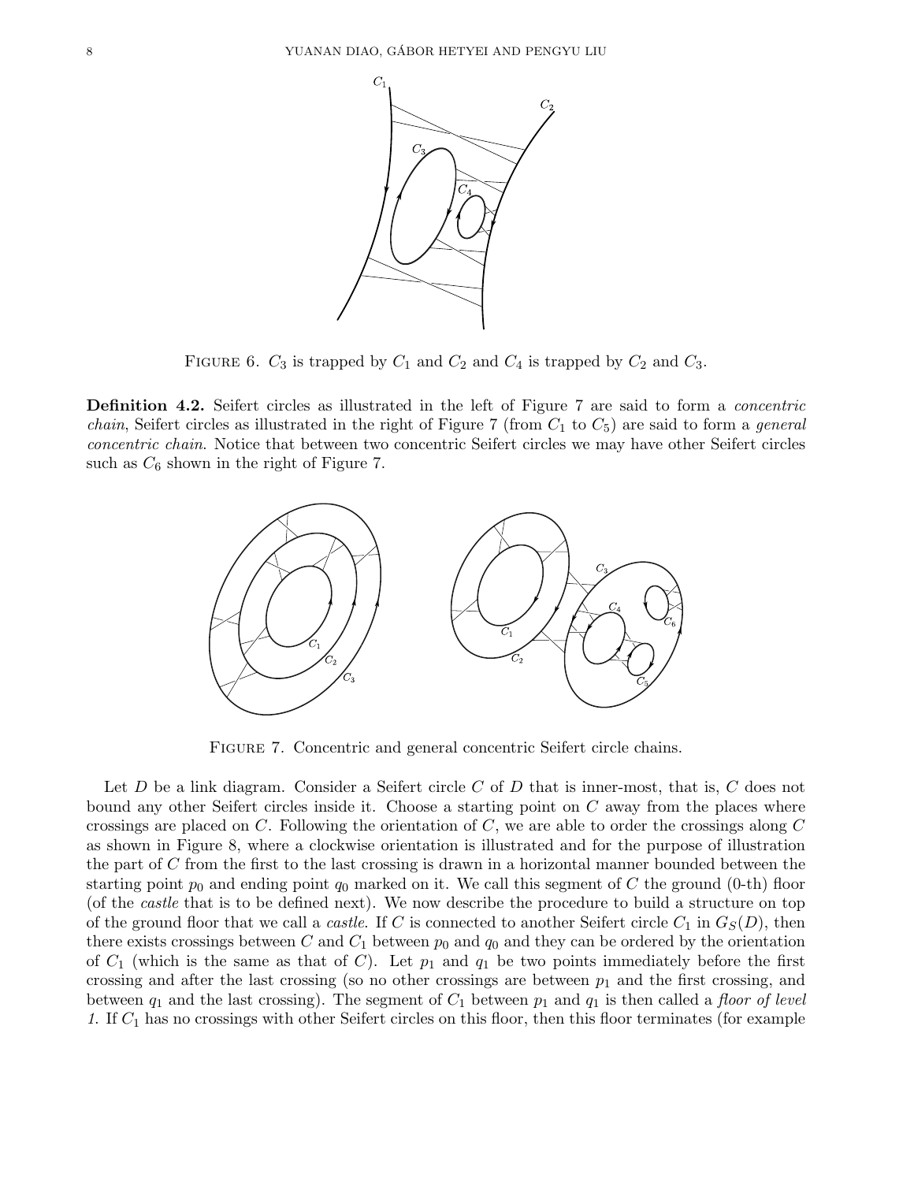FIGURE 6. $C_3$ is trapped by $C_1$ and $C_2$ and $C_4$ is trapped by $C_2$ and $C_3$.

**Definition 4.2.** Seifert circles as illustrated in the left of Figure 7 are said to form a *concentric chain*, Seifert circles as illustrated in the right of Figure 7 (from $C_1$ to $C_5$) are said to form a *general concentric chain*. Notice that between two concentric Seifert circles we may have other Seifert circles such as $C_6$ shown in the right of Figure 7.

FIGURE 7. Concentric and general concentric Seifert circle chains.

Let $D$ be a link diagram. Consider a Seifert circle $C$ of $D$ that is inner-most, that is, $C$ does not bound any other Seifert circles inside it. Choose a starting point on $C$ away from the places where crossings are placed on $C$. Following the orientation of $C$, we are able to order the crossings along $C$ as shown in Figure 8, where a clockwise orientation is illustrated and for the purpose of illustration the part of $C$ from the first to the last crossing is drawn in a horizontal manner bounded between the starting point $p_0$ and ending point $q_0$ marked on it. We call this segment of $C$ the ground (0-th) floor (of the *castle* that is to be defined next). We now describe the procedure to build a structure on top of the ground floor that we call a *castle*. If $C$ is connected to another Seifert circle $C_1$ in $G_S(D)$, then there exists crossings between $C$ and $C_1$ between $p_0$ and $q_0$ and they can be ordered by the orientation of $C_1$ (which is the same as that of $C$). Let $p_1$ and $q_1$ be two points immediately before the first crossing and after the last crossing (so no other crossings are between $p_1$ and the first crossing, and between $q_1$ and the last crossing). The segment of $C_1$ between $p_1$ and $q_1$ is then called a *floor of level 1*. If $C_1$ has no crossings with other Seifert circles on this floor, then this floor terminates (for example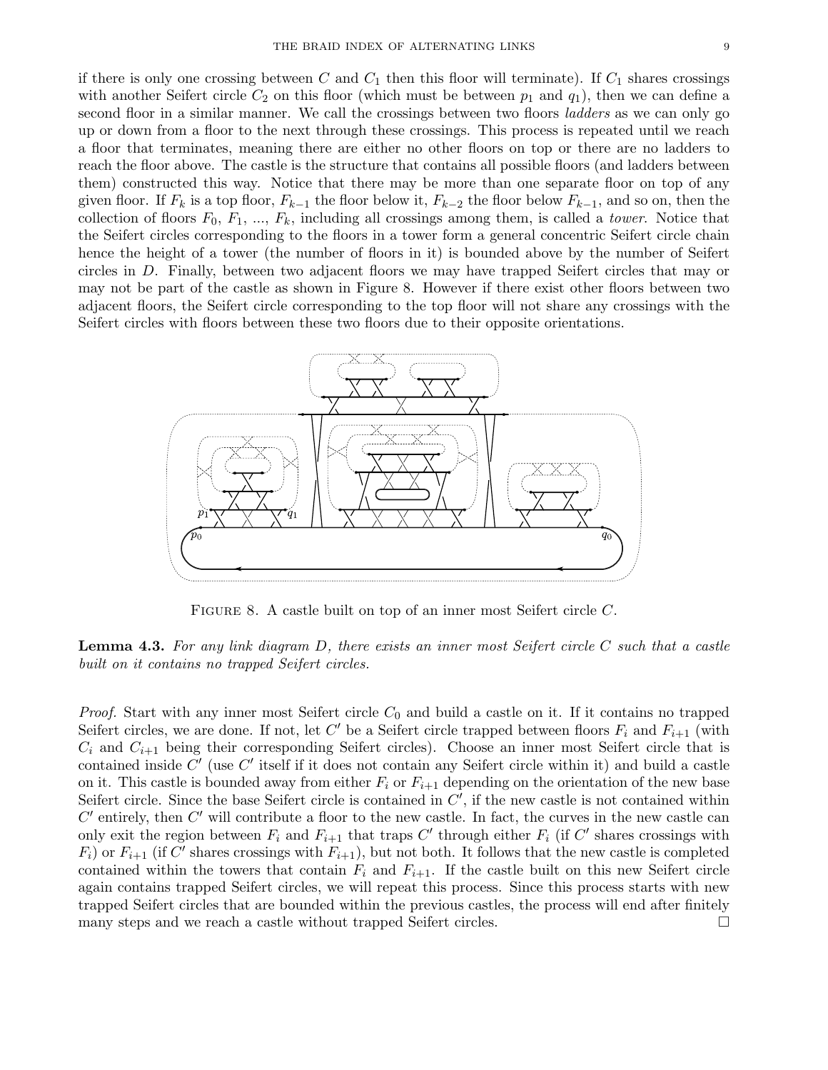if there is only one crossing between $C$ and $C_1$ then this floor will terminate). If $C_1$ shares crossings with another Seifert circle $C_2$ on this floor (which must be between $p_1$ and $q_1$), then we can define a second floor in a similar manner. We call the crossings between two floors *ladders* as we can only go up or down from a floor to the next through these crossings. This process is repeated until we reach a floor that terminates, meaning there are either no other floors on top or there are no ladders to reach the floor above. The castle is the structure that contains all possible floors (and ladders between them) constructed this way. Notice that there may be more than one separate floor on top of any given floor. If $F_k$ is a top floor, $F_{k-1}$ the floor below it, $F_{k-2}$ the floor below $F_{k-1}$, and so on, then the collection of floors $F_0$, $F_1$, ..., $F_k$, including all crossings among them, is called a *tower*. Notice that the Seifert circles corresponding to the floors in a tower form a general concentric Seifert circle chain hence the height of a tower (the number of floors in it) is bounded above by the number of Seifert circles in $D$. Finally, between two adjacent floors we may have trapped Seifert circles that may or may not be part of the castle as shown in Figure 8. However if there exist other floors between two adjacent floors, the Seifert circle corresponding to the top floor will not share any crossings with the Seifert circles with floors between these two floors due to their opposite orientations.

FIGURE 8. A castle built on top of an inner most Seifert circle $C$.

**Lemma 4.3.** *For any link diagram $D$, there exists an inner most Seifert circle $C$ such that a castle built on it contains no trapped Seifert circles.*

*Proof.* Start with any inner most Seifert circle $C_0$ and build a castle on it. If it contains no trapped Seifert circles, we are done. If not, let $C'$ be a Seifert circle trapped between floors $F_i$ and $F_{i+1}$ (with $C_i$ and $C_{i+1}$ being their corresponding Seifert circles). Choose an inner most Seifert circle that is contained inside $C'$ (use $C'$ itself if it does not contain any Seifert circle within it) and build a castle on it. This castle is bounded away from either $F_i$ or $F_{i+1}$ depending on the orientation of the new base Seifert circle. Since the base Seifert circle is contained in $C'$, if the new castle is not contained within $C'$ entirely, then $C'$ will contribute a floor to the new castle. In fact, the curves in the new castle can only exit the region between $F_i$ and $F_{i+1}$ that traps $C'$ through either $F_i$ (if $C'$ shares crossings with $F_i$) or $F_{i+1}$ (if $C'$ shares crossings with $F_{i+1}$), but not both. It follows that the new castle is completed contained within the towers that contain $F_i$ and $F_{i+1}$. If the castle built on this new Seifert circle again contains trapped Seifert circles, we will repeat this process. Since this process starts with new trapped Seifert circles that are bounded within the previous castles, the process will end after finitely many steps and we reach a castle without trapped Seifert circles. □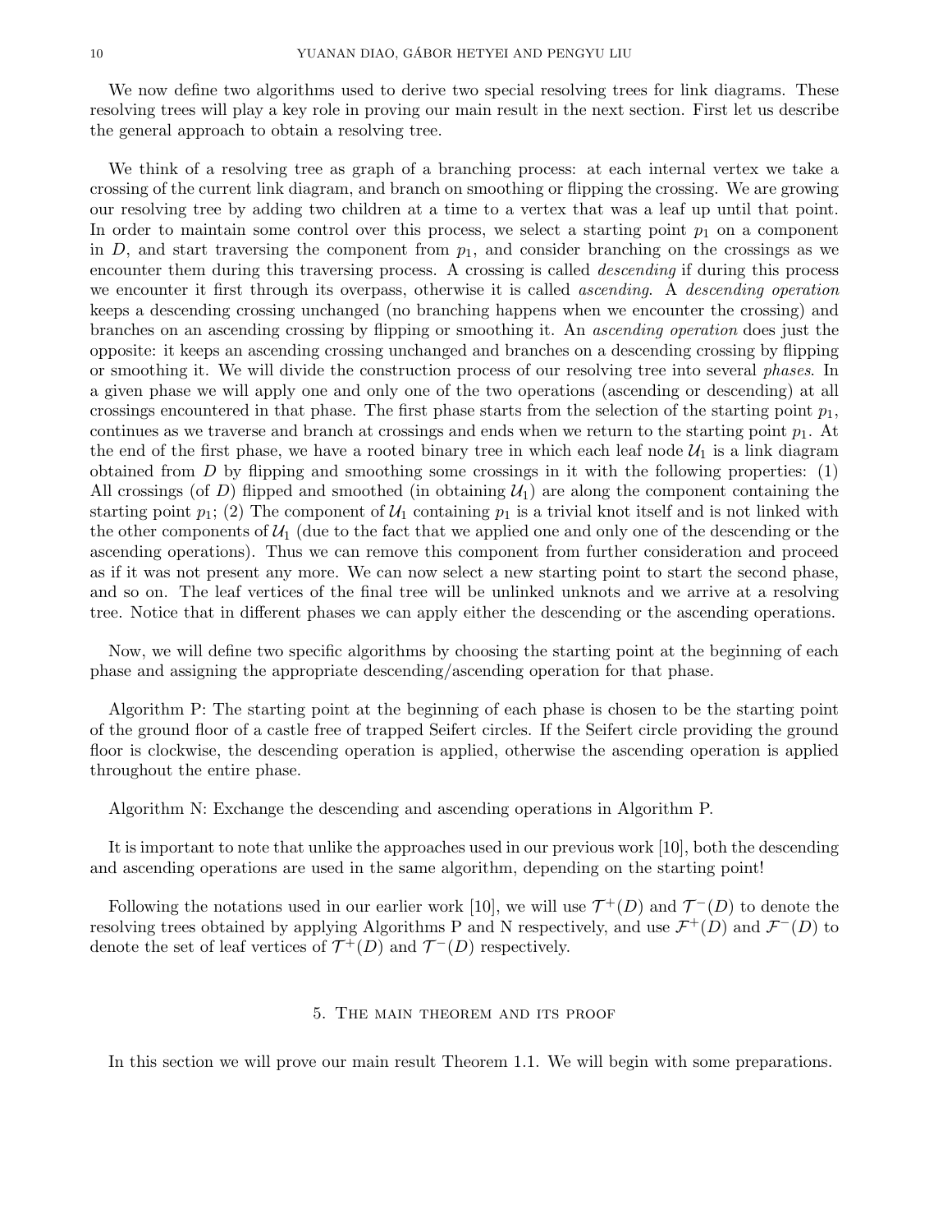We now define two algorithms used to derive two special resolving trees for link diagrams. These resolving trees will play a key role in proving our main result in the next section. First let us describe the general approach to obtain a resolving tree.

We think of a resolving tree as graph of a branching process: at each internal vertex we take a crossing of the current link diagram, and branch on smoothing or flipping the crossing. We are growing our resolving tree by adding two children at a time to a vertex that was a leaf up until that point. In order to maintain some control over this process, we select a starting point $p_1$ on a component in $D$, and start traversing the component from $p_1$, and consider branching on the crossings as we encounter them during this traversing process. A crossing is called *descending* if during this process we encounter it first through its overpass, otherwise it is called *ascending*. A *descending operation* keeps a descending crossing unchanged (no branching happens when we encounter the crossing) and branches on an ascending crossing by flipping or smoothing it. An *ascending operation* does just the opposite: it keeps an ascending crossing unchanged and branches on a descending crossing by flipping or smoothing it. We will divide the construction process of our resolving tree into several *phases*. In a given phase we will apply one and only one of the two operations (ascending or descending) at all crossings encountered in that phase. The first phase starts from the selection of the starting point $p_1$, continues as we traverse and branch at crossings and ends when we return to the starting point $p_1$. At the end of the first phase, we have a rooted binary tree in which each leaf node $\mathcal{U}_1$ is a link diagram obtained from $D$ by flipping and smoothing some crossings in it with the following properties: (1) All crossings (of $D$) flipped and smoothed (in obtaining $\mathcal{U}_1$) are along the component containing the starting point $p_1$; (2) The component of $\mathcal{U}_1$ containing $p_1$ is a trivial knot itself and is not linked with the other components of $\mathcal{U}_1$ (due to the fact that we applied one and only one of the descending or the ascending operations). Thus we can remove this component from further consideration and proceed as if it was not present any more. We can now select a new starting point to start the second phase, and so on. The leaf vertices of the final tree will be unlinked unknots and we arrive at a resolving tree. Notice that in different phases we can apply either the descending or the ascending operations.

Now, we will define two specific algorithms by choosing the starting point at the beginning of each phase and assigning the appropriate descending/ascending operation for that phase.

Algorithm P: The starting point at the beginning of each phase is chosen to be the starting point of the ground floor of a castle free of trapped Seifert circles. If the Seifert circle providing the ground floor is clockwise, the descending operation is applied, otherwise the ascending operation is applied throughout the entire phase.

Algorithm N: Exchange the descending and ascending operations in Algorithm P.

It is important to note that unlike the approaches used in our previous work [10], both the descending and ascending operations are used in the same algorithm, depending on the starting point!

Following the notations used in our earlier work [10], we will use $\mathcal{T}^+(D)$ and $\mathcal{T}^-(D)$ to denote the resolving trees obtained by applying Algorithms P and N respectively, and use $\mathcal{F}^+(D)$ and $\mathcal{F}^-(D)$ to denote the set of leaf vertices of $\mathcal{T}^+(D)$ and $\mathcal{T}^-(D)$ respectively.

## 5. The main theorem and its proof

In this section we will prove our main result Theorem 1.1. We will begin with some preparations.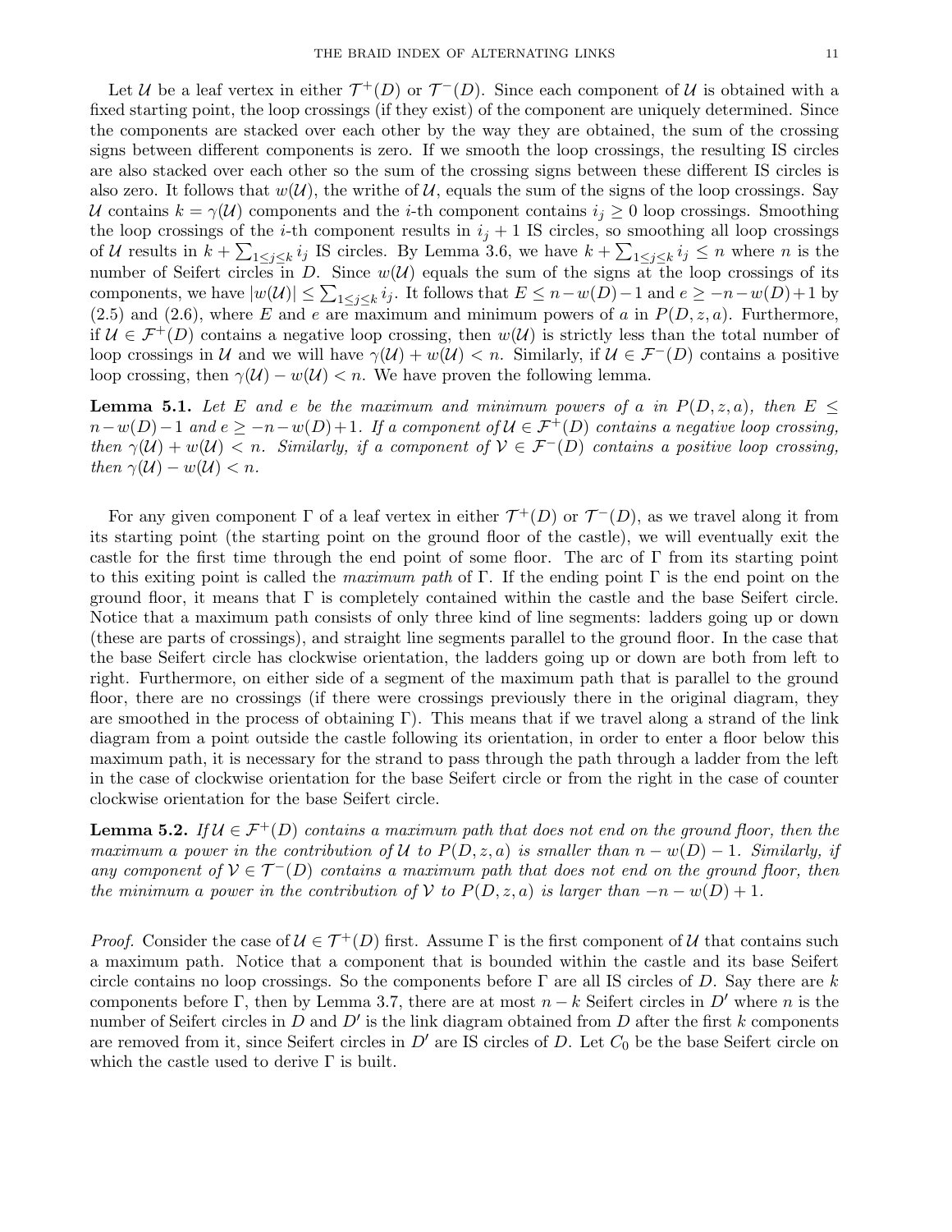Let $\mathcal{U}$ be a leaf vertex in either $\mathcal{T}^+(D)$ or $\mathcal{T}^-(D)$. Since each component of $\mathcal{U}$ is obtained with a fixed starting point, the loop crossings (if they exist) of the component are uniquely determined. Since the components are stacked over each other by the way they are obtained, the sum of the crossing signs between different components is zero. If we smooth the loop crossings, the resulting IS circles are also stacked over each other so the sum of the crossing signs between these different IS circles is also zero. It follows that $w(\mathcal{U})$, the writhe of $\mathcal{U}$, equals the sum of the signs of the loop crossings. Say $\mathcal{U}$ contains $k = \gamma(\mathcal{U})$ components and the $i$-th component contains $i_j \geq 0$ loop crossings. Smoothing the loop crossings of the $i$-th component results in $i_j + 1$ IS circles, so smoothing all loop crossings of $\mathcal{U}$ results in $k + \sum_{1\leq j\leq k} i_j$ IS circles. By Lemma 3.6, we have $k + \sum_{1\leq j\leq k} i_j \leq n$ where $n$ is the number of Seifert circles in $D$. Since $w(\mathcal{U})$ equals the sum of the signs at the loop crossings of its components, we have $|w(\mathcal{U})| \leq \sum_{1\leq j\leq k} i_j$. It follows that $E \leq n - w(D) - 1$ and $e \geq -n - w(D) + 1$ by (2.5) and (2.6), where $E$ and $e$ are maximum and minimum powers of $a$ in $P(D, z, a)$. Furthermore, if $\mathcal{U} \in \mathcal{F}^+(D)$ contains a negative loop crossing, then $w(\mathcal{U})$ is strictly less than the total number of loop crossings in $\mathcal{U}$ and we will have $\gamma(\mathcal{U}) + w(\mathcal{U}) < n$. Similarly, if $\mathcal{U} \in \mathcal{F}^-(D)$ contains a positive loop crossing, then $\gamma(\mathcal{U}) - w(\mathcal{U}) < n$. We have proven the following lemma.

**Lemma 5.1.** *Let $E$ and $e$ be the maximum and minimum powers of $a$ in $P(D, z, a)$, then $E \leq n - w(D) - 1$ and $e \geq -n - w(D) + 1$. If a component of $\mathcal{U} \in \mathcal{F}^+(D)$ contains a negative loop crossing, then $\gamma(\mathcal{U}) + w(\mathcal{U}) < n$. Similarly, if a component of $\mathcal{V} \in \mathcal{F}^-(D)$ contains a positive loop crossing, then $\gamma(\mathcal{U}) - w(\mathcal{U}) < n$.*

For any given component $\Gamma$ of a leaf vertex in either $\mathcal{T}^+(D)$ or $\mathcal{T}^-(D)$, as we travel along it from its starting point (the starting point on the ground floor of the castle), we will eventually exit the castle for the first time through the end point of some floor. The arc of $\Gamma$ from its starting point to this exiting point is called the *maximum path* of $\Gamma$. If the ending point $\Gamma$ is the end point on the ground floor, it means that $\Gamma$ is completely contained within the castle and the base Seifert circle. Notice that a maximum path consists of only three kind of line segments: ladders going up or down (these are parts of crossings), and straight line segments parallel to the ground floor. In the case that the base Seifert circle has clockwise orientation, the ladders going up or down are both from left to right. Furthermore, on either side of a segment of the maximum path that is parallel to the ground floor, there are no crossings (if there were crossings previously there in the original diagram, they are smoothed in the process of obtaining $\Gamma$). This means that if we travel along a strand of the link diagram from a point outside the castle following its orientation, in order to enter a floor below this maximum path, it is necessary for the strand to pass through the path through a ladder from the left in the case of clockwise orientation for the base Seifert circle or from the right in the case of counter clockwise orientation for the base Seifert circle.

**Lemma 5.2.** *If $\mathcal{U} \in \mathcal{F}^+(D)$ contains a maximum path that does not end on the ground floor, then the maximum $a$ power in the contribution of $\mathcal{U}$ to $P(D, z, a)$ is smaller than $n - w(D) - 1$. Similarly, if any component of $\mathcal{V} \in \mathcal{T}^-(D)$ contains a maximum path that does not end on the ground floor, then the minimum $a$ power in the contribution of $\mathcal{V}$ to $P(D, z, a)$ is larger than $-n - w(D) + 1$.*

*Proof.* Consider the case of $\mathcal{U} \in \mathcal{T}^+(D)$ first. Assume $\Gamma$ is the first component of $\mathcal{U}$ that contains such a maximum path. Notice that a component that is bounded within the castle and its base Seifert circle contains no loop crossings. So the components before $\Gamma$ are all IS circles of $D$. Say there are $k$ components before $\Gamma$, then by Lemma 3.7, there are at most $n - k$ Seifert circles in $D'$ where $n$ is the number of Seifert circles in $D$ and $D'$ is the link diagram obtained from $D$ after the first $k$ components are removed from it, since Seifert circles in $D'$ are IS circles of $D$. Let $C_0$ be the base Seifert circle on which the castle used to derive $\Gamma$ is built.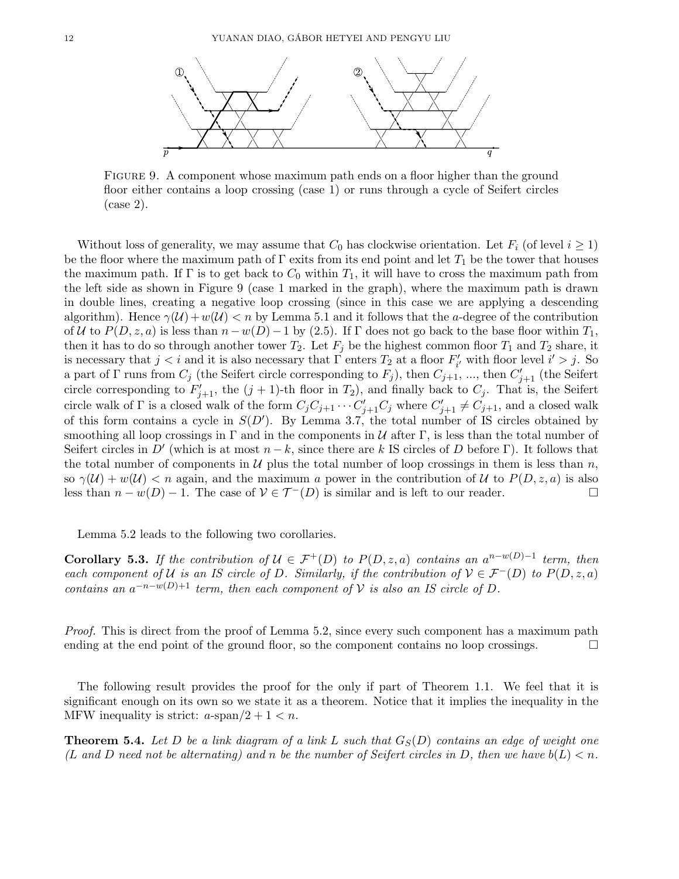FIGURE 9. A component whose maximum path ends on a floor higher than the ground floor either contains a loop crossing (case 1) or runs through a cycle of Seifert circles (case 2).

Without loss of generality, we may assume that $C_0$ has clockwise orientation. Let $F_i$ (of level $i \geq 1$) be the floor where the maximum path of $\Gamma$ exits from its end point and let $T_1$ be the tower that houses the maximum path. If $\Gamma$ is to get back to $C_0$ within $T_1$, it will have to cross the maximum path from the left side as shown in Figure 9 (case 1 marked in the graph), where the maximum path is drawn in double lines, creating a negative loop crossing (since in this case we are applying a descending algorithm). Hence $\gamma(\mathcal{U})+w(\mathcal{U}) < n$ by Lemma 5.1 and it follows that the $a$-degree of the contribution of $\mathcal{U}$ to $P(D,z,a)$ is less than $n-w(D)-1$ by (2.5). If $\Gamma$ does not go back to the base floor within $T_1$, then it has to do so through another tower $T_2$. Let $F_j$ be the highest common floor $T_1$ and $T_2$ share, it is necessary that $j < i$ and it is also necessary that $\Gamma$ enters $T_2$ at a floor $F'_{i'}$ with floor level $i' > j$. So a part of $\Gamma$ runs from $C_j$ (the Seifert circle corresponding to $F_j$), then $C_{j+1}$, ..., then $C'_{j+1}$ (the Seifert circle corresponding to $F'_{j+1}$, the $(j+1)$-th floor in $T_2$), and finally back to $C_j$. That is, the Seifert circle walk of $\Gamma$ is a closed walk of the form $C_jC_{j+1}\cdots C'_{j+1}C_j$ where $C'_{j+1} \neq C_{j+1}$, and a closed walk of this form contains a cycle in $S(D')$. By Lemma 3.7, the total number of IS circles obtained by smoothing all loop crossings in $\Gamma$ and in the components in $\mathcal{U}$ after $\Gamma$, is less than the total number of Seifert circles in $D'$ (which is at most $n-k$, since there are $k$ IS circles of $D$ before $\Gamma$). It follows that the total number of components in $\mathcal{U}$ plus the total number of loop crossings in them is less than $n$, so $\gamma(\mathcal{U})+w(\mathcal{U}) < n$ again, and the maximum $a$ power in the contribution of $\mathcal{U}$ to $P(D,z,a)$ is also less than $n-w(D)-1$. The case of $\mathcal{V} \in \mathcal{T}^-(D)$ is similar and is left to our reader. $\square$

Lemma 5.2 leads to the following two corollaries.

**Corollary 5.3.** *If the contribution of $\mathcal{U} \in \mathcal{F}^+(D)$ to $P(D,z,a)$ contains an $a^{n-w(D)-1}$ term, then each component of $\mathcal{U}$ is an IS circle of $D$. Similarly, if the contribution of $\mathcal{V} \in \mathcal{F}^-(D)$ to $P(D,z,a)$ contains an $a^{-n-w(D)+1}$ term, then each component of $\mathcal{V}$ is also an IS circle of $D$.*

*Proof.* This is direct from the proof of Lemma 5.2, since every such component has a maximum path ending at the end point of the ground floor, so the component contains no loop crossings. $\square$

The following result provides the proof for the only if part of Theorem 1.1. We feel that it is significant enough on its own so we state it as a theorem. Notice that it implies the inequality in the MFW inequality is strict: $a$-span$/2+1 < n$.

**Theorem 5.4.** *Let $D$ be a link diagram of a link $L$ such that $G_S(D)$ contains an edge of weight one ($L$ and $D$ need not be alternating) and $n$ be the number of Seifert circles in $D$, then we have $b(L) < n$.*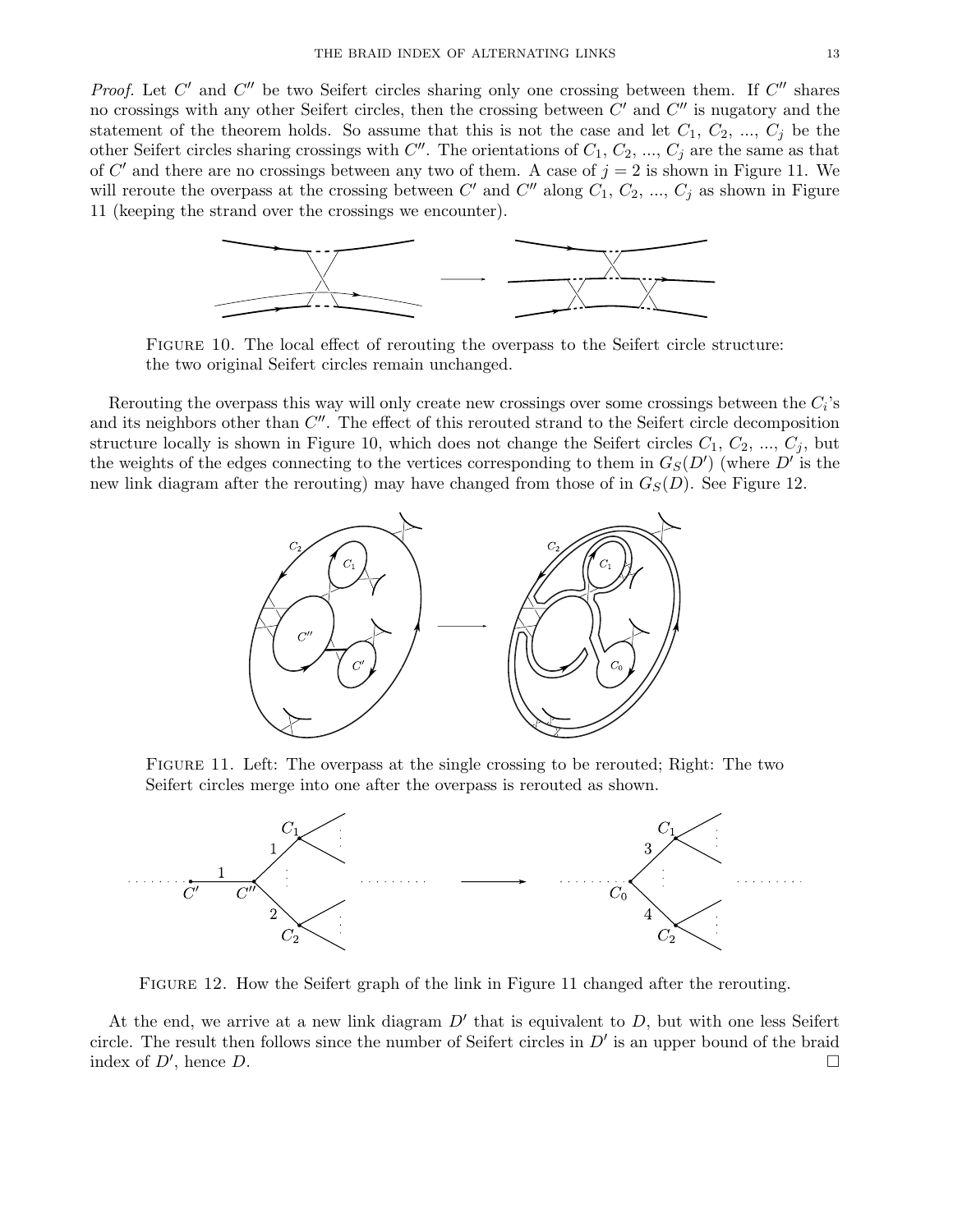*Proof.* Let $C'$ and $C''$ be two Seifert circles sharing only one crossing between them. If $C''$ shares no crossings with any other Seifert circles, then the crossing between $C'$ and $C''$ is nugatory and the statement of the theorem holds. So assume that this is not the case and let $C_1$, $C_2$, ..., $C_j$ be the other Seifert circles sharing crossings with $C''$. The orientations of $C_1$, $C_2$, ..., $C_j$ are the same as that of $C'$ and there are no crossings between any two of them. A case of $j = 2$ is shown in Figure 11. We will reroute the overpass at the crossing between $C'$ and $C''$ along $C_1$, $C_2$, ..., $C_j$ as shown in Figure 11 (keeping the strand over the crossings we encounter).

FIGURE 10. The local effect of rerouting the overpass to the Seifert circle structure: the two original Seifert circles remain unchanged.

Rerouting the overpass this way will only create new crossings over some crossings between the $C_i$'s and its neighbors other than $C''$. The effect of this rerouted strand to the Seifert circle decomposition structure locally is shown in Figure 10, which does not change the Seifert circles $C_1$, $C_2$, ..., $C_j$, but the weights of the edges connecting to the vertices corresponding to them in $G_S(D')$ (where $D'$ is the new link diagram after the rerouting) may have changed from those of in $G_S(D)$. See Figure 12.

FIGURE 11. Left: The overpass at the single crossing to be rerouted; Right: The two Seifert circles merge into one after the overpass is rerouted as shown.

FIGURE 12. How the Seifert graph of the link in Figure 11 changed after the rerouting.

At the end, we arrive at a new link diagram $D'$ that is equivalent to $D$, but with one less Seifert circle. The result then follows since the number of Seifert circles in $D'$ is an upper bound of the braid index of $D'$, hence $D$. □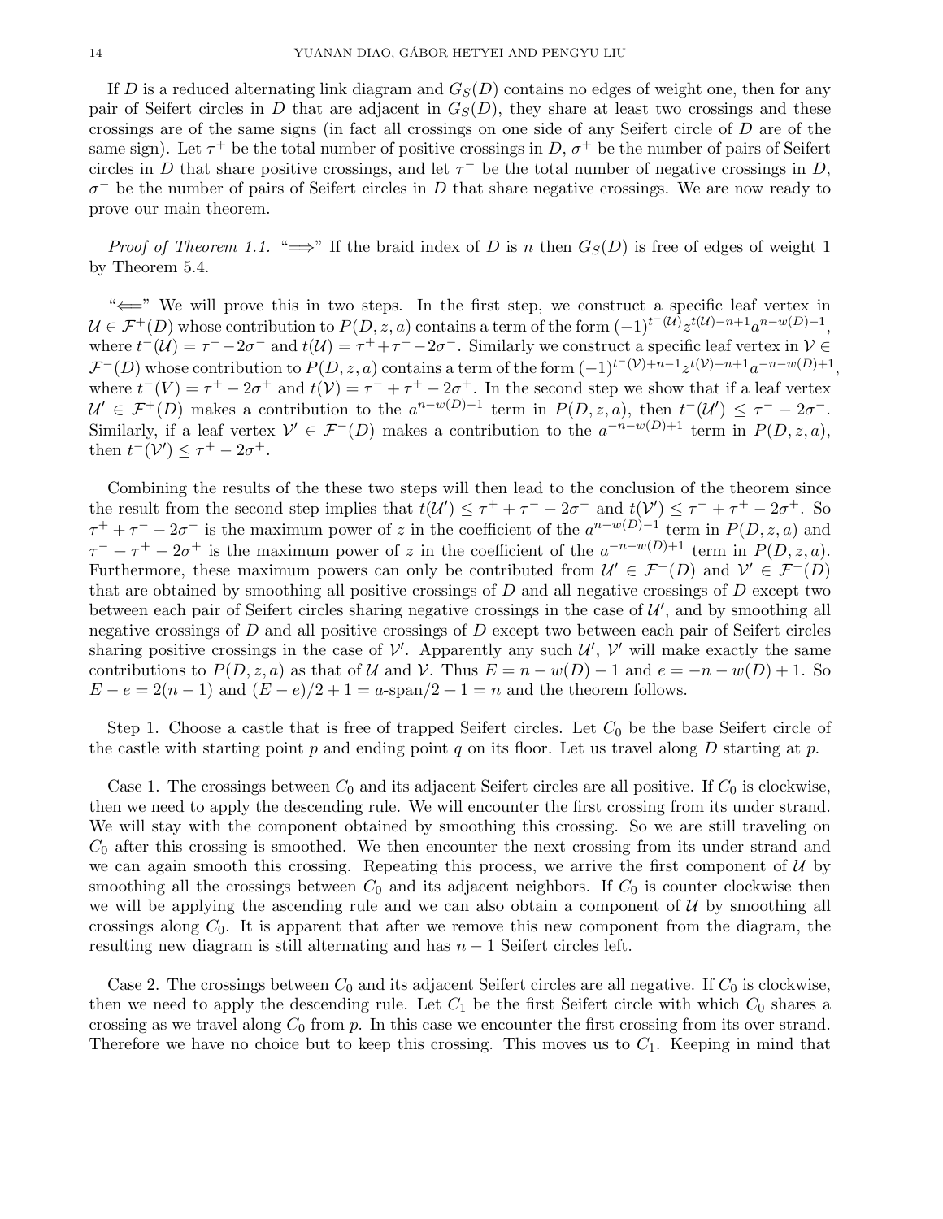If $D$ is a reduced alternating link diagram and $G_S(D)$ contains no edges of weight one, then for any pair of Seifert circles in $D$ that are adjacent in $G_S(D)$, they share at least two crossings and these crossings are of the same signs (in fact all crossings on one side of any Seifert circle of $D$ are of the same sign). Let $\tau^+$ be the total number of positive crossings in $D$, $\sigma^+$ be the number of pairs of Seifert circles in $D$ that share positive crossings, and let $\tau^-$ be the total number of negative crossings in $D$, $\sigma^-$ be the number of pairs of Seifert circles in $D$ that share negative crossings. We are now ready to prove our main theorem.

*Proof of Theorem 1.1.* "$\Longrightarrow$" If the braid index of $D$ is $n$ then $G_S(D)$ is free of edges of weight 1 by Theorem 5.4.

"$\Longleftarrow$" We will prove this in two steps. In the first step, we construct a specific leaf vertex in $\mathcal{U} \in \mathcal{F}^+(D)$ whose contribution to $P(D,z,a)$ contains a term of the form $(-1)^{t^-(\mathcal{U})}z^{t(\mathcal{U})-n+1}a^{n-w(D)-1}$, where $t^-(\mathcal{U}) = \tau^- - 2\sigma^-$ and $t(\mathcal{U}) = \tau^+ + \tau^- - 2\sigma^-$. Similarly we construct a specific leaf vertex in $\mathcal{V} \in \mathcal{F}^-(D)$ whose contribution to $P(D,z,a)$ contains a term of the form $(-1)^{t^-(\mathcal{V})+n-1}z^{t(\mathcal{V})-n+1}a^{-n-w(D)+1}$, where $t^-(V) = \tau^+ - 2\sigma^+$ and $t(\mathcal{V}) = \tau^- + \tau^+ - 2\sigma^+$. In the second step we show that if a leaf vertex $\mathcal{U}' \in \mathcal{F}^+(D)$ makes a contribution to the $a^{n-w(D)-1}$ term in $P(D,z,a)$, then $t^-(\mathcal{U}') \le \tau^- - 2\sigma^-$. Similarly, if a leaf vertex $\mathcal{V}' \in \mathcal{F}^-(D)$ makes a contribution to the $a^{-n-w(D)+1}$ term in $P(D,z,a)$, then $t^-(\mathcal{V}') \le \tau^+ - 2\sigma^+$.

Combining the results of the these two steps will then lead to the conclusion of the theorem since the result from the second step implies that $t(\mathcal{U}') \le \tau^+ + \tau^- - 2\sigma^-$ and $t(\mathcal{V}') \le \tau^- + \tau^+ - 2\sigma^+$. So $\tau^+ + \tau^- - 2\sigma^-$ is the maximum power of $z$ in the coefficient of the $a^{n-w(D)-1}$ term in $P(D,z,a)$ and $\tau^- + \tau^+ - 2\sigma^+$ is the maximum power of $z$ in the coefficient of the $a^{-n-w(D)+1}$ term in $P(D,z,a)$. Furthermore, these maximum powers can only be contributed from $\mathcal{U}' \in \mathcal{F}^+(D)$ and $\mathcal{V}' \in \mathcal{F}^-(D)$ that are obtained by smoothing all positive crossings of $D$ and all negative crossings of $D$ except two between each pair of Seifert circles sharing negative crossings in the case of $\mathcal{U}'$, and by smoothing all negative crossings of $D$ and all positive crossings of $D$ except two between each pair of Seifert circles sharing positive crossings in the case of $\mathcal{V}'$. Apparently any such $\mathcal{U}'$, $\mathcal{V}'$ will make exactly the same contributions to $P(D,z,a)$ as that of $\mathcal{U}$ and $\mathcal{V}$. Thus $E = n - w(D) - 1$ and $e = -n - w(D) + 1$. So $E - e = 2(n-1)$ and $(E-e)/2 + 1 = a\text{-span}/2 + 1 = n$ and the theorem follows.

Step 1. Choose a castle that is free of trapped Seifert circles. Let $C_0$ be the base Seifert circle of the castle with starting point $p$ and ending point $q$ on its floor. Let us travel along $D$ starting at $p$.

Case 1. The crossings between $C_0$ and its adjacent Seifert circles are all positive. If $C_0$ is clockwise, then we need to apply the descending rule. We will encounter the first crossing from its under strand. We will stay with the component obtained by smoothing this crossing. So we are still traveling on $C_0$ after this crossing is smoothed. We then encounter the next crossing from its under strand and we can again smooth this crossing. Repeating this process, we arrive the first component of $\mathcal{U}$ by smoothing all the crossings between $C_0$ and its adjacent neighbors. If $C_0$ is counter clockwise then we will be applying the ascending rule and we can also obtain a component of $\mathcal{U}$ by smoothing all crossings along $C_0$. It is apparent that after we remove this new component from the diagram, the resulting new diagram is still alternating and has $n-1$ Seifert circles left.

Case 2. The crossings between $C_0$ and its adjacent Seifert circles are all negative. If $C_0$ is clockwise, then we need to apply the descending rule. Let $C_1$ be the first Seifert circle with which $C_0$ shares a crossing as we travel along $C_0$ from $p$. In this case we encounter the first crossing from its over strand. Therefore we have no choice but to keep this crossing. This moves us to $C_1$. Keeping in mind that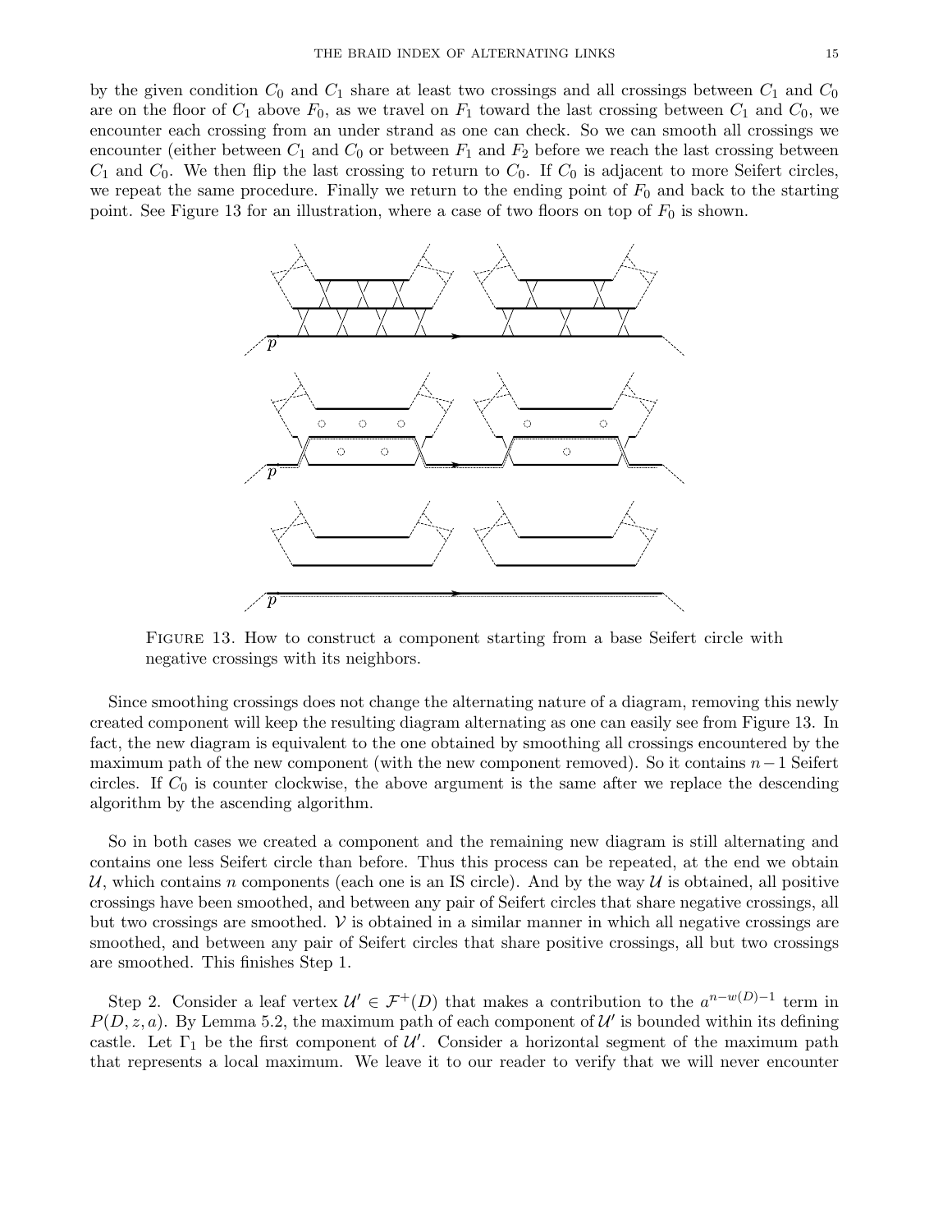by the given condition $C_0$ and $C_1$ share at least two crossings and all crossings between $C_1$ and $C_0$ are on the floor of $C_1$ above $F_0$, as we travel on $F_1$ toward the last crossing between $C_1$ and $C_0$, we encounter each crossing from an under strand as one can check. So we can smooth all crossings we encounter (either between $C_1$ and $C_0$ or between $F_1$ and $F_2$ before we reach the last crossing between $C_1$ and $C_0$. We then flip the last crossing to return to $C_0$. If $C_0$ is adjacent to more Seifert circles, we repeat the same procedure. Finally we return to the ending point of $F_0$ and back to the starting point. See Figure 13 for an illustration, where a case of two floors on top of $F_0$ is shown.

FIGURE 13. How to construct a component starting from a base Seifert circle with negative crossings with its neighbors.

Since smoothing crossings does not change the alternating nature of a diagram, removing this newly created component will keep the resulting diagram alternating as one can easily see from Figure 13. In fact, the new diagram is equivalent to the one obtained by smoothing all crossings encountered by the maximum path of the new component (with the new component removed). So it contains $n-1$ Seifert circles. If $C_0$ is counter clockwise, the above argument is the same after we replace the descending algorithm by the ascending algorithm.

So in both cases we created a component and the remaining new diagram is still alternating and contains one less Seifert circle than before. Thus this process can be repeated, at the end we obtain $\mathcal{U}$, which contains $n$ components (each one is an IS circle). And by the way $\mathcal{U}$ is obtained, all positive crossings have been smoothed, and between any pair of Seifert circles that share negative crossings, all but two crossings are smoothed. $\mathcal{V}$ is obtained in a similar manner in which all negative crossings are smoothed, and between any pair of Seifert circles that share positive crossings, all but two crossings are smoothed. This finishes Step 1.

Step 2. Consider a leaf vertex $\mathcal{U}' \in \mathcal{F}^+(D)$ that makes a contribution to the $a^{n-w(D)-1}$ term in $P(D, z, a)$. By Lemma 5.2, the maximum path of each component of $\mathcal{U}'$ is bounded within its defining castle. Let $\Gamma_1$ be the first component of $\mathcal{U}'$. Consider a horizontal segment of the maximum path that represents a local maximum. We leave it to our reader to verify that we will never encounter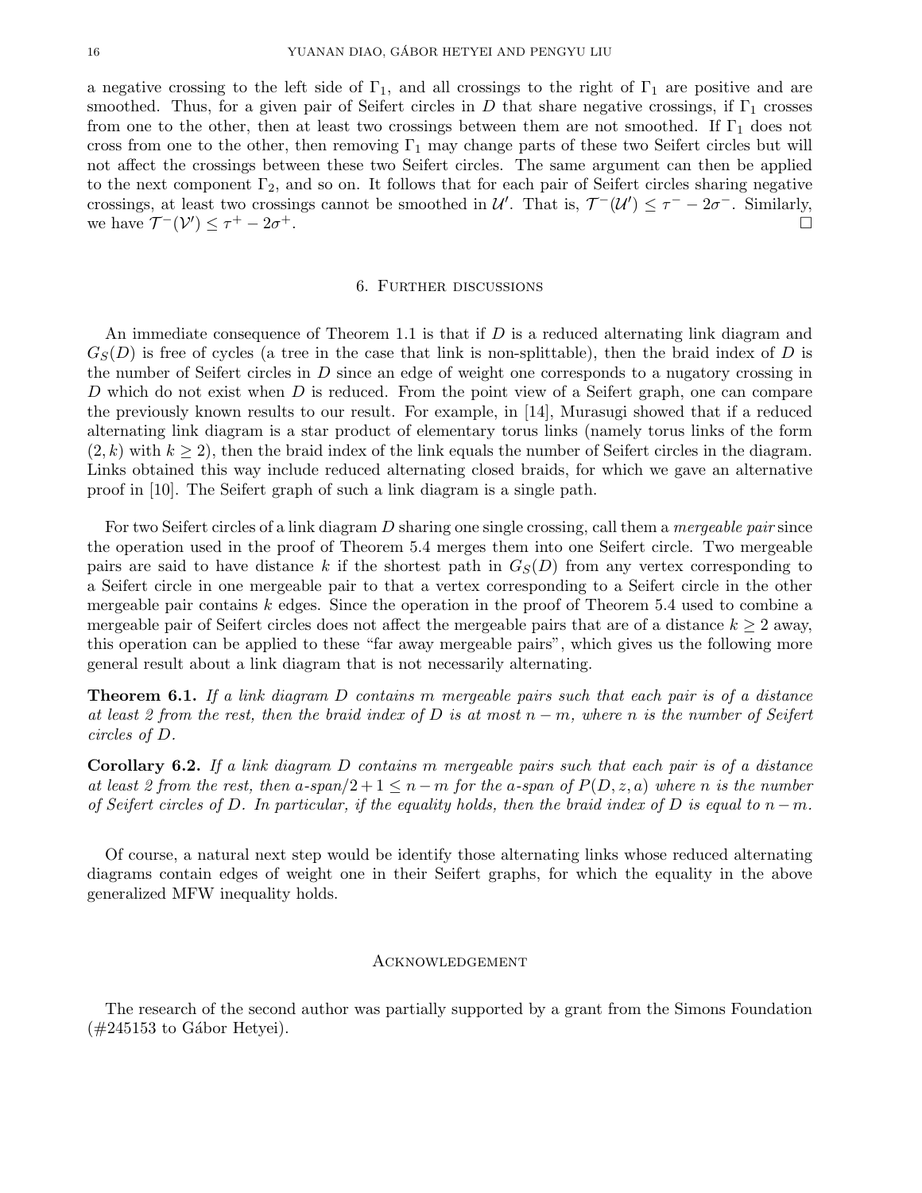a negative crossing to the left side of $\Gamma_1$, and all crossings to the right of $\Gamma_1$ are positive and are smoothed. Thus, for a given pair of Seifert circles in $D$ that share negative crossings, if $\Gamma_1$ crosses from one to the other, then at least two crossings between them are not smoothed. If $\Gamma_1$ does not cross from one to the other, then removing $\Gamma_1$ may change parts of these two Seifert circles but will not affect the crossings between these two Seifert circles. The same argument can then be applied to the next component $\Gamma_2$, and so on. It follows that for each pair of Seifert circles sharing negative crossings, at least two crossings cannot be smoothed in $\mathcal{U}'$. That is, $\mathcal{T}^-(\mathcal{U}') \leq \tau^- - 2\sigma^-$. Similarly, we have $\mathcal{T}^-(\mathcal{V}') \leq \tau^+ - 2\sigma^+$. □

## 6. Further discussions

An immediate consequence of Theorem 1.1 is that if $D$ is a reduced alternating link diagram and $G_S(D)$ is free of cycles (a tree in the case that link is non-splittable), then the braid index of $D$ is the number of Seifert circles in $D$ since an edge of weight one corresponds to a nugatory crossing in $D$ which do not exist when $D$ is reduced. From the point view of a Seifert graph, one can compare the previously known results to our result. For example, in [14], Murasugi showed that if a reduced alternating link diagram is a star product of elementary torus links (namely torus links of the form $(2, k)$ with $k \geq 2$), then the braid index of the link equals the number of Seifert circles in the diagram. Links obtained this way include reduced alternating closed braids, for which we gave an alternative proof in [10]. The Seifert graph of such a link diagram is a single path.

For two Seifert circles of a link diagram $D$ sharing one single crossing, call them a *mergeable pair* since the operation used in the proof of Theorem 5.4 merges them into one Seifert circle. Two mergeable pairs are said to have distance $k$ if the shortest path in $G_S(D)$ from any vertex corresponding to a Seifert circle in one mergeable pair to that a vertex corresponding to a Seifert circle in the other mergeable pair contains $k$ edges. Since the operation in the proof of Theorem 5.4 used to combine a mergeable pair of Seifert circles does not affect the mergeable pairs that are of a distance $k \geq 2$ away, this operation can be applied to these "far away mergeable pairs", which gives us the following more general result about a link diagram that is not necessarily alternating.

**Theorem 6.1.** *If a link diagram $D$ contains $m$ mergeable pairs such that each pair is of a distance at least 2 from the rest, then the braid index of $D$ is at most $n - m$, where $n$ is the number of Seifert circles of $D$.*

**Corollary 6.2.** *If a link diagram $D$ contains $m$ mergeable pairs such that each pair is of a distance at least 2 from the rest, then $a$-span$/2 + 1 \leq n - m$ for the $a$-span of $P(D, z, a)$ where $n$ is the number of Seifert circles of $D$. In particular, if the equality holds, then the braid index of $D$ is equal to $n - m$.*

Of course, a natural next step would be identify those alternating links whose reduced alternating diagrams contain edges of weight one in their Seifert graphs, for which the equality in the above generalized MFW inequality holds.

## Acknowledgement

The research of the second author was partially supported by a grant from the Simons Foundation (#245153 to Gábor Hetyei).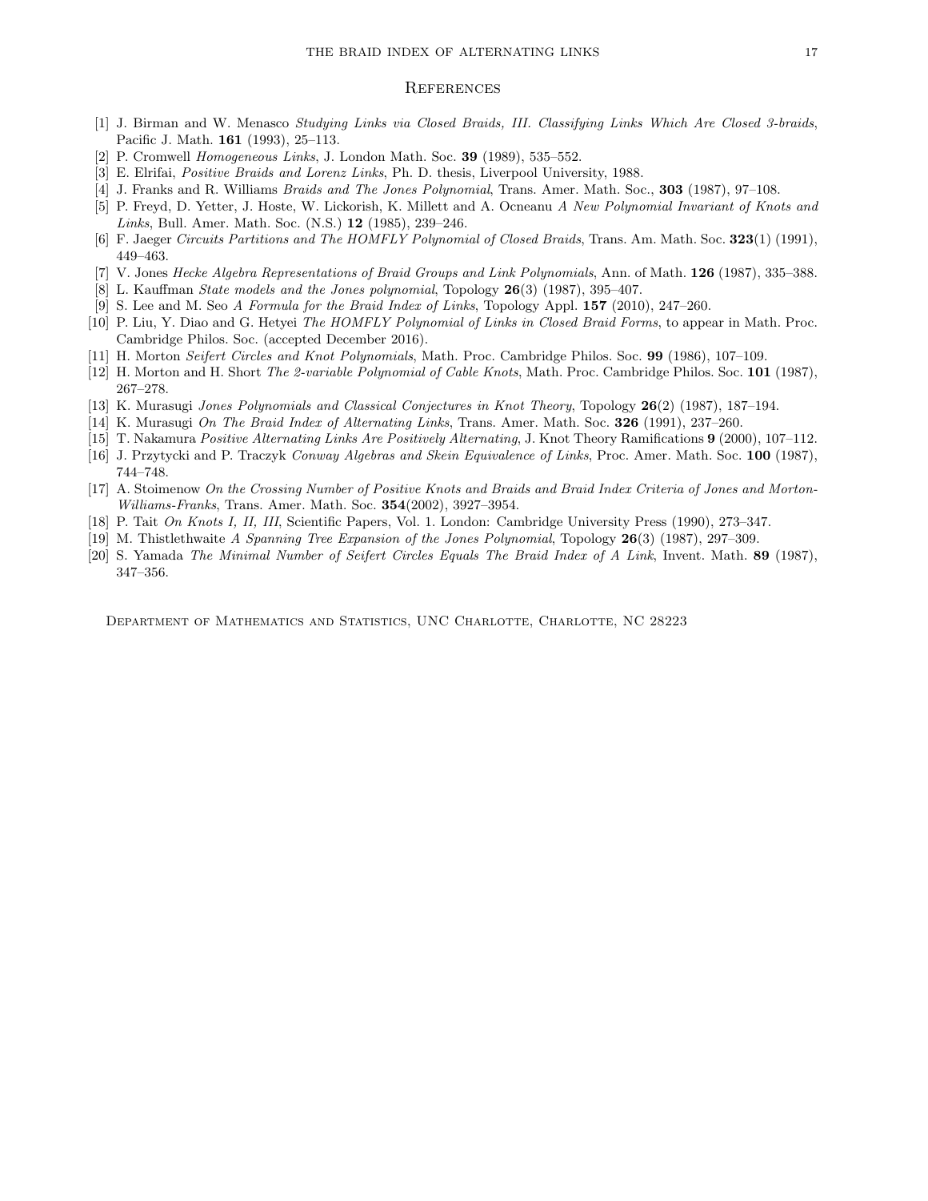## References

[1] J. Birman and W. Menasco *Studying Links via Closed Braids, III. Classifying Links Which Are Closed 3-braids*, Pacific J. Math. **161** (1993), 25–113.

[2] P. Cromwell *Homogeneous Links*, J. London Math. Soc. **39** (1989), 535–552.

[3] E. Elrifai, *Positive Braids and Lorenz Links*, Ph. D. thesis, Liverpool University, 1988.

[4] J. Franks and R. Williams *Braids and The Jones Polynomial*, Trans. Amer. Math. Soc., **303** (1987), 97–108.

[5] P. Freyd, D. Yetter, J. Hoste, W. Lickorish, K. Millett and A. Ocneanu *A New Polynomial Invariant of Knots and Links*, Bull. Amer. Math. Soc. (N.S.) **12** (1985), 239–246.

[6] F. Jaeger *Circuits Partitions and The HOMFLY Polynomial of Closed Braids*, Trans. Am. Math. Soc. **323**(1) (1991), 449–463.

[7] V. Jones *Hecke Algebra Representations of Braid Groups and Link Polynomials*, Ann. of Math. **126** (1987), 335–388.

[8] L. Kauffman *State models and the Jones polynomial*, Topology **26**(3) (1987), 395–407.

[9] S. Lee and M. Seo *A Formula for the Braid Index of Links*, Topology Appl. **157** (2010), 247–260.

[10] P. Liu, Y. Diao and G. Hetyei *The HOMFLY Polynomial of Links in Closed Braid Forms*, to appear in Math. Proc. Cambridge Philos. Soc. (accepted December 2016).

[11] H. Morton *Seifert Circles and Knot Polynomials*, Math. Proc. Cambridge Philos. Soc. **99** (1986), 107–109.

[12] H. Morton and H. Short *The 2-variable Polynomial of Cable Knots*, Math. Proc. Cambridge Philos. Soc. **101** (1987), 267–278.

[13] K. Murasugi *Jones Polynomials and Classical Conjectures in Knot Theory*, Topology **26**(2) (1987), 187–194.

[14] K. Murasugi *On The Braid Index of Alternating Links*, Trans. Amer. Math. Soc. **326** (1991), 237–260.

[15] T. Nakamura *Positive Alternating Links Are Positively Alternating*, J. Knot Theory Ramifications **9** (2000), 107–112.

[16] J. Przytycki and P. Traczyk *Conway Algebras and Skein Equivalence of Links*, Proc. Amer. Math. Soc. **100** (1987), 744–748.

[17] A. Stoimenow *On the Crossing Number of Positive Knots and Braids and Braid Index Criteria of Jones and Morton-Williams-Franks*, Trans. Amer. Math. Soc. **354**(2002), 3927–3954.

[18] P. Tait *On Knots I, II, III*, Scientific Papers, Vol. 1. London: Cambridge University Press (1990), 273–347.

[19] M. Thistlethwaite *A Spanning Tree Expansion of the Jones Polynomial*, Topology **26**(3) (1987), 297–309.

[20] S. Yamada *The Minimal Number of Seifert Circles Equals The Braid Index of A Link*, Invent. Math. **89** (1987), 347–356.

Department of Mathematics and Statistics, UNC Charlotte, Charlotte, NC 28223